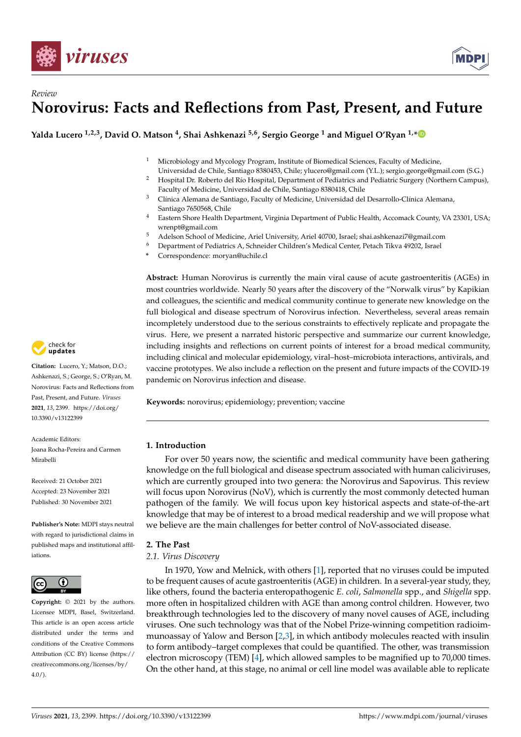*Review*

# Norovirus: Facts and Reflections from Past, Present, and Future

**Yalda Lucero [1,2,3], David O. Matson [4], Shai Ashkenazi [5,6], Sergio George [1] and Miguel O'Ryan [1,*]**

1. Microbiology and Mycology Program, Institute of Biomedical Sciences, Faculty of Medicine, Universidad de Chile, Santiago 8380453, Chile; ylucero@gmail.com (Y.L.); sergio.george@gmail.com (S.G.)
2. Hospital Dr. Roberto del Río Hospital, Department of Pediatrics and Pediatric Surgery (Northern Campus), Faculty of Medicine, Universidad de Chile, Santiago 8380418, Chile
3. Clínica Alemana de Santiago, Faculty of Medicine, Universidad del Desarrollo-Clínica Alemana, Santiago 7650568, Chile
4. Eastern Shore Health Department, Virginia Department of Public Health, Accomack County, VA 23301, USA; wrenpt@gmail.com
5. Adelson School of Medicine, Ariel University, Ariel 40700, Israel; shai.ashkenazi7@gmail.com
6. Department of Pediatrics A, Schneider Children's Medical Center, Petach Tikva 49202, Israel

\* Correspondence: moryan@uchile.cl

**Citation:** Lucero, Y.; Matson, D.O.; Ashkenazi, S.; George, S.; O'Ryan, M. Norovirus: Facts and Reflections from Past, Present, and Future. *Viruses* **2021**, *13*, 2399. https://doi.org/10.3390/v13122399

Academic Editors: Joana Rocha-Pereira and Carmen Mirabelli

Received: 21 October 2021
Accepted: 23 November 2021
Published: 30 November 2021

**Publisher's Note:** MDPI stays neutral with regard to jurisdictional claims in published maps and institutional affiliations.

**Copyright:** © 2021 by the authors. Licensee MDPI, Basel, Switzerland. This article is an open access article distributed under the terms and conditions of the Creative Commons Attribution (CC BY) license (https://creativecommons.org/licenses/by/4.0/).

**Abstract:** Human Norovirus is currently the main viral cause of acute gastroenteritis (AGEs) in most countries worldwide. Nearly 50 years after the discovery of the "Norwalk virus" by Kapikian and colleagues, the scientific and medical community continue to generate new knowledge on the full biological and disease spectrum of Norovirus infection. Nevertheless, several areas remain incompletely understood due to the serious constraints to effectively replicate and propagate the virus. Here, we present a narrated historic perspective and summarize our current knowledge, including insights and reflections on current points of interest for a broad medical community, including clinical and molecular epidemiology, viral–host–microbiota interactions, antivirals, and vaccine prototypes. We also include a reflection on the present and future impacts of the COVID-19 pandemic on Norovirus infection and disease.

**Keywords:** norovirus; epidemiology; prevention; vaccine

## 1. Introduction

For over 50 years now, the scientific and medical community have been gathering knowledge on the full biological and disease spectrum associated with human caliciviruses, which are currently grouped into two genera: the Norovirus and Sapovirus. This review will focus upon Norovirus (NoV), which is currently the most commonly detected human pathogen of the family. We will focus upon key historical aspects and state-of-the-art knowledge that may be of interest to a broad medical readership and we will propose what we believe are the main challenges for better control of NoV-associated disease.

## 2. The Past

### 2.1. Virus Discovery

In 1970, Yow and Melnick, with others [1], reported that no viruses could be imputed to be frequent causes of acute gastroenteritis (AGE) in children. In a several-year study, they, like others, found the bacteria enteropathogenic *E. coli*, *Salmonella* spp., and *Shigella* spp. more often in hospitalized children with AGE than among control children. However, two breakthrough technologies led to the discovery of many novel causes of AGE, including viruses. One such technology was that of the Nobel Prize-winning competition radioimmunoassay of Yalow and Berson [2,3], in which antibody molecules reacted with insulin to form antibody–target complexes that could be quantified. The other, was transmission electron microscopy (TEM) [4], which allowed samples to be magnified up to 70,000 times. On the other hand, at this stage, no animal or cell line model was available able to replicate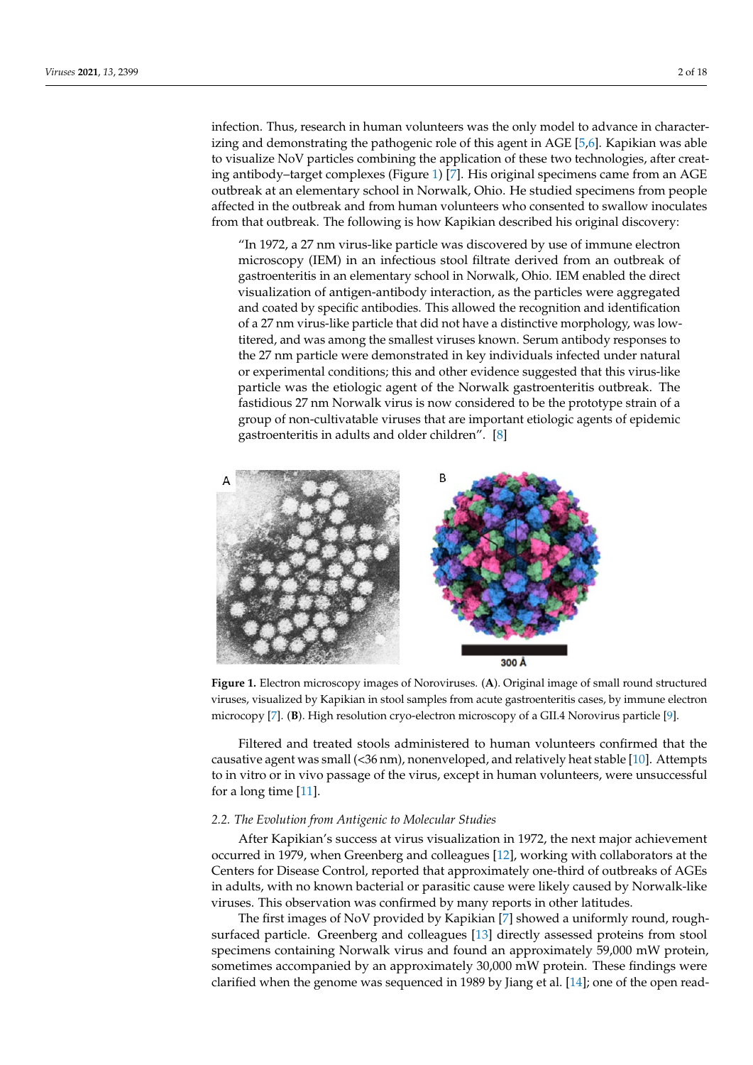infection. Thus, research in human volunteers was the only model to advance in characterizing and demonstrating the pathogenic role of this agent in AGE [5,6]. Kapikian was able to visualize NoV particles combining the application of these two technologies, after creating antibody–target complexes (Figure 1) [7]. His original specimens came from an AGE outbreak at an elementary school in Norwalk, Ohio. He studied specimens from people affected in the outbreak and from human volunteers who consented to swallow inoculates from that outbreak. The following is how Kapikian described his original discovery:

> "In 1972, a 27 nm virus-like particle was discovered by use of immune electron microscopy (IEM) in an infectious stool filtrate derived from an outbreak of gastroenteritis in an elementary school in Norwalk, Ohio. IEM enabled the direct visualization of antigen-antibody interaction, as the particles were aggregated and coated by specific antibodies. This allowed the recognition and identification of a 27 nm virus-like particle that did not have a distinctive morphology, was low-titered, and was among the smallest viruses known. Serum antibody responses to the 27 nm particle were demonstrated in key individuals infected under natural or experimental conditions; this and other evidence suggested that this virus-like particle was the etiologic agent of the Norwalk gastroenteritis outbreak. The fastidious 27 nm Norwalk virus is now considered to be the prototype strain of a group of non-cultivatable viruses that are important etiologic agents of epidemic gastroenteritis in adults and older children". [8]

**Figure 1.** Electron microscopy images of Noroviruses. (**A**). Original image of small round structured viruses, visualized by Kapikian in stool samples from acute gastroenteritis cases, by immune electron microcopy [7]. (**B**). High resolution cryo-electron microscopy of a GII.4 Norovirus particle [9].

Filtered and treated stools administered to human volunteers confirmed that the causative agent was small (<36 nm), nonenveloped, and relatively heat stable [10]. Attempts to in vitro or in vivo passage of the virus, except in human volunteers, were unsuccessful for a long time [11].

### 2.2. The Evolution from Antigenic to Molecular Studies

After Kapikian's success at virus visualization in 1972, the next major achievement occurred in 1979, when Greenberg and colleagues [12], working with collaborators at the Centers for Disease Control, reported that approximately one-third of outbreaks of AGEs in adults, with no known bacterial or parasitic cause were likely caused by Norwalk-like viruses. This observation was confirmed by many reports in other latitudes.

The first images of NoV provided by Kapikian [7] showed a uniformly round, rough-surfaced particle. Greenberg and colleagues [13] directly assessed proteins from stool specimens containing Norwalk virus and found an approximately 59,000 mW protein, sometimes accompanied by an approximately 30,000 mW protein. These findings were clarified when the genome was sequenced in 1989 by Jiang et al. [14]; one of the open read-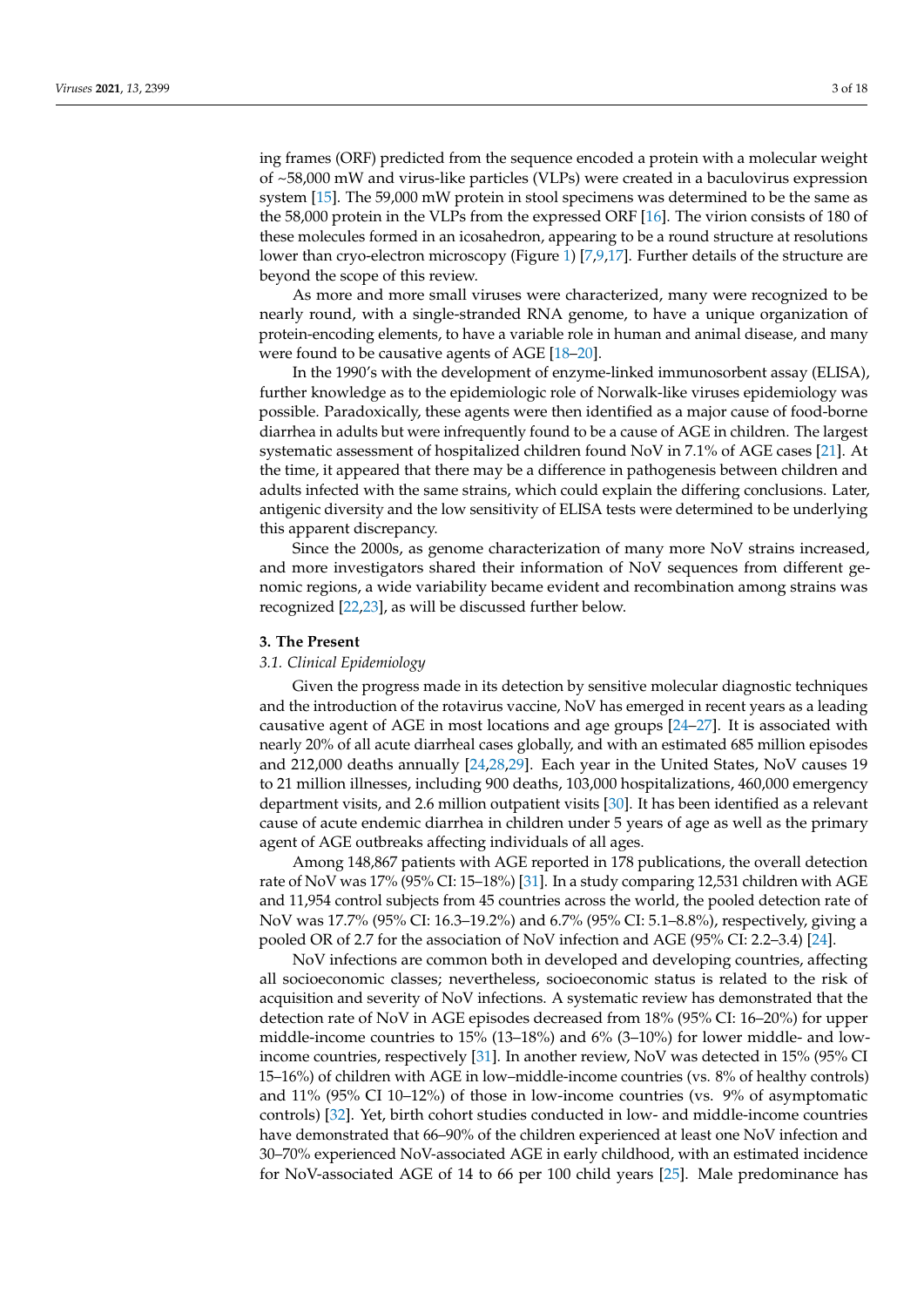ing frames (ORF) predicted from the sequence encoded a protein with a molecular weight of ~58,000 mW and virus-like particles (VLPs) were created in a baculovirus expression system [15]. The 59,000 mW protein in stool specimens was determined to be the same as the 58,000 protein in the VLPs from the expressed ORF [16]. The virion consists of 180 of these molecules formed in an icosahedron, appearing to be a round structure at resolutions lower than cryo-electron microscopy (Figure 1) [7,9,17]. Further details of the structure are beyond the scope of this review.

As more and more small viruses were characterized, many were recognized to be nearly round, with a single-stranded RNA genome, to have a unique organization of protein-encoding elements, to have a variable role in human and animal disease, and many were found to be causative agents of AGE [18–20].

In the 1990's with the development of enzyme-linked immunosorbent assay (ELISA), further knowledge as to the epidemiologic role of Norwalk-like viruses epidemiology was possible. Paradoxically, these agents were then identified as a major cause of food-borne diarrhea in adults but were infrequently found to be a cause of AGE in children. The largest systematic assessment of hospitalized children found NoV in 7.1% of AGE cases [21]. At the time, it appeared that there may be a difference in pathogenesis between children and adults infected with the same strains, which could explain the differing conclusions. Later, antigenic diversity and the low sensitivity of ELISA tests were determined to be underlying this apparent discrepancy.

Since the 2000s, as genome characterization of many more NoV strains increased, and more investigators shared their information of NoV sequences from different genomic regions, a wide variability became evident and recombination among strains was recognized [22,23], as will be discussed further below.

## 3. The Present

### 3.1. Clinical Epidemiology

Given the progress made in its detection by sensitive molecular diagnostic techniques and the introduction of the rotavirus vaccine, NoV has emerged in recent years as a leading causative agent of AGE in most locations and age groups [24–27]. It is associated with nearly 20% of all acute diarrheal cases globally, and with an estimated 685 million episodes and 212,000 deaths annually [24,28,29]. Each year in the United States, NoV causes 19 to 21 million illnesses, including 900 deaths, 103,000 hospitalizations, 460,000 emergency department visits, and 2.6 million outpatient visits [30]. It has been identified as a relevant cause of acute endemic diarrhea in children under 5 years of age as well as the primary agent of AGE outbreaks affecting individuals of all ages.

Among 148,867 patients with AGE reported in 178 publications, the overall detection rate of NoV was 17% (95% CI: 15–18%) [31]. In a study comparing 12,531 children with AGE and 11,954 control subjects from 45 countries across the world, the pooled detection rate of NoV was 17.7% (95% CI: 16.3–19.2%) and 6.7% (95% CI: 5.1–8.8%), respectively, giving a pooled OR of 2.7 for the association of NoV infection and AGE (95% CI: 2.2–3.4) [24].

NoV infections are common both in developed and developing countries, affecting all socioeconomic classes; nevertheless, socioeconomic status is related to the risk of acquisition and severity of NoV infections. A systematic review has demonstrated that the detection rate of NoV in AGE episodes decreased from 18% (95% CI: 16–20%) for upper middle-income countries to 15% (13–18%) and 6% (3–10%) for lower middle- and low-income countries, respectively [31]. In another review, NoV was detected in 15% (95% CI 15–16%) of children with AGE in low–middle-income countries (vs. 8% of healthy controls) and 11% (95% CI 10–12%) of those in low-income countries (vs. 9% of asymptomatic controls) [32]. Yet, birth cohort studies conducted in low- and middle-income countries have demonstrated that 66–90% of the children experienced at least one NoV infection and 30–70% experienced NoV-associated AGE in early childhood, with an estimated incidence for NoV-associated AGE of 14 to 66 per 100 child years [25]. Male predominance has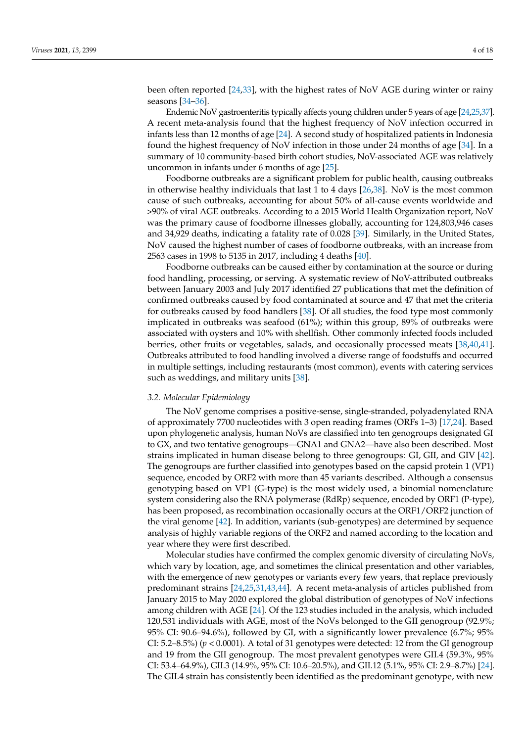been often reported [24,33], with the highest rates of NoV AGE during winter or rainy seasons [34–36].

Endemic NoV gastroenteritis typically affects young children under 5 years of age [24,25,37]. A recent meta-analysis found that the highest frequency of NoV infection occurred in infants less than 12 months of age [24]. A second study of hospitalized patients in Indonesia found the highest frequency of NoV infection in those under 24 months of age [34]. In a summary of 10 community-based birth cohort studies, NoV-associated AGE was relatively uncommon in infants under 6 months of age [25].

Foodborne outbreaks are a significant problem for public health, causing outbreaks in otherwise healthy individuals that last 1 to 4 days [26,38]. NoV is the most common cause of such outbreaks, accounting for about 50% of all-cause events worldwide and >90% of viral AGE outbreaks. According to a 2015 World Health Organization report, NoV was the primary cause of foodborne illnesses globally, accounting for 124,803,946 cases and 34,929 deaths, indicating a fatality rate of 0.028 [39]. Similarly, in the United States, NoV caused the highest number of cases of foodborne outbreaks, with an increase from 2563 cases in 1998 to 5135 in 2017, including 4 deaths [40].

Foodborne outbreaks can be caused either by contamination at the source or during food handling, processing, or serving. A systematic review of NoV-attributed outbreaks between January 2003 and July 2017 identified 27 publications that met the definition of confirmed outbreaks caused by food contaminated at source and 47 that met the criteria for outbreaks caused by food handlers [38]. Of all studies, the food type most commonly implicated in outbreaks was seafood (61%); within this group, 89% of outbreaks were associated with oysters and 10% with shellfish. Other commonly infected foods included berries, other fruits or vegetables, salads, and occasionally processed meats [38,40,41]. Outbreaks attributed to food handling involved a diverse range of foodstuffs and occurred in multiple settings, including restaurants (most common), events with catering services such as weddings, and military units [38].

### 3.2. Molecular Epidemiology

The NoV genome comprises a positive-sense, single-stranded, polyadenylated RNA of approximately 7700 nucleotides with 3 open reading frames (ORFs 1–3) [17,24]. Based upon phylogenetic analysis, human NoVs are classified into ten genogroups designated GI to GX, and two tentative genogroups—GNA1 and GNA2—have also been described. Most strains implicated in human disease belong to three genogroups: GI, GII, and GIV [42]. The genogroups are further classified into genotypes based on the capsid protein 1 (VP1) sequence, encoded by ORF2 with more than 45 variants described. Although a consensus genotyping based on VP1 (G-type) is the most widely used, a binomial nomenclature system considering also the RNA polymerase (RdRp) sequence, encoded by ORF1 (P-type), has been proposed, as recombination occasionally occurs at the ORF1/ORF2 junction of the viral genome [42]. In addition, variants (sub-genotypes) are determined by sequence analysis of highly variable regions of the ORF2 and named according to the location and year where they were first described.

Molecular studies have confirmed the complex genomic diversity of circulating NoVs, which vary by location, age, and sometimes the clinical presentation and other variables, with the emergence of new genotypes or variants every few years, that replace previously predominant strains [24,25,31,43,44]. A recent meta-analysis of articles published from January 2015 to May 2020 explored the global distribution of genotypes of NoV infections among children with AGE [24]. Of the 123 studies included in the analysis, which included 120,531 individuals with AGE, most of the NoVs belonged to the GII genogroup (92.9%; 95% CI: 90.6–94.6%), followed by GI, with a significantly lower prevalence (6.7%; 95% CI: 5.2–8.5%) ($p < 0.0001$). A total of 31 genotypes were detected: 12 from the GI genogroup and 19 from the GII genogroup. The most prevalent genotypes were GII.4 (59.3%, 95% CI: 53.4–64.9%), GII.3 (14.9%, 95% CI: 10.6–20.5%), and GII.12 (5.1%, 95% CI: 2.9–8.7%) [24]. The GII.4 strain has consistently been identified as the predominant genotype, with new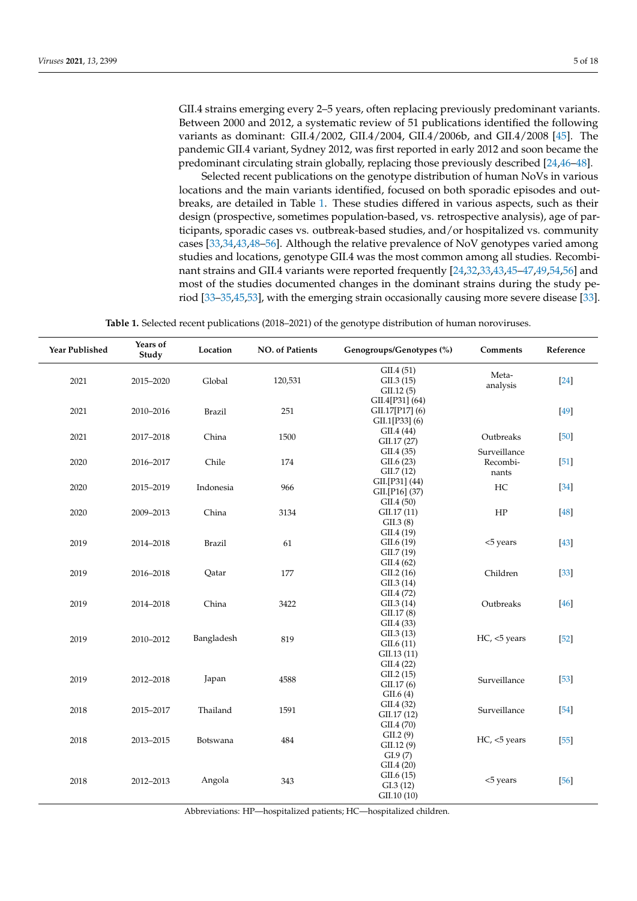GII.4 strains emerging every 2–5 years, often replacing previously predominant variants. Between 2000 and 2012, a systematic review of 51 publications identified the following variants as dominant: GII.4/2002, GII.4/2004, GII.4/2006b, and GII.4/2008 [45]. The pandemic GII.4 variant, Sydney 2012, was first reported in early 2012 and soon became the predominant circulating strain globally, replacing those previously described [24,46–48].

Selected recent publications on the genotype distribution of human NoVs in various locations and the main variants identified, focused on both sporadic episodes and outbreaks, are detailed in Table 1. These studies differed in various aspects, such as their design (prospective, sometimes population-based, vs. retrospective analysis), age of participants, sporadic cases vs. outbreak-based studies, and/or hospitalized vs. community cases [33,34,43,48–56]. Although the relative prevalence of NoV genotypes varied among studies and locations, genotype GII.4 was the most common among all studies. Recombinant strains and GII.4 variants were reported frequently [24,32,33,43,45–47,49,54,56] and most of the studies documented changes in the dominant strains during the study period [33–35,45,53], with the emerging strain occasionally causing more severe disease [33].

**Table 1.** Selected recent publications (2018–2021) of the genotype distribution of human noroviruses.

| Year Published | Years of Study | Location | NO. of Patients | Genogroups/Genotypes (%) | Comments | Reference |
|---|---|---|---|---|---|---|
| 2021 | 2015–2020 | Global | 120,531 | GII.4 (51)<br>GII.3 (15)<br>GII.12 (5) | Meta-analysis | [24] |
| 2021 | 2010–2016 | Brazil | 251 | GII.4[P31] (64)<br>GII.17[P17] (6)<br>GII.1[P33] (6) | | [49] |
| 2021 | 2017–2018 | China | 1500 | GII.4 (44)<br>GII.17 (27) | Outbreaks | [50] |
| 2020 | 2016–2017 | Chile | 174 | GII.4 (35)<br>GII.6 (23)<br>GII.7 (12) | Surveillance Recombinants | [51] |
| 2020 | 2015–2019 | Indonesia | 966 | GII.[P31] (44)<br>GII.[P16] (37) | HC | [34] |
| 2020 | 2009–2013 | China | 3134 | GII.4 (50)<br>GII.17 (11)<br>GII.3 (8) | HP | [48] |
| 2019 | 2014–2018 | Brazil | 61 | GII.4 (19)<br>GII.6 (19)<br>GII.7 (19) | <5 years | [43] |
| 2019 | 2016–2018 | Qatar | 177 | GII.4 (62)<br>GII.2 (16)<br>GII.3 (14) | Children | [33] |
| 2019 | 2014–2018 | China | 3422 | GII.4 (72)<br>GII.3 (14)<br>GII.17 (8) | Outbreaks | [46] |
| 2019 | 2010–2012 | Bangladesh | 819 | GII.4 (33)<br>GII.3 (13)<br>GII.6 (11)<br>GII.13 (11) | HC, <5 years | [52] |
| 2019 | 2012–2018 | Japan | 4588 | GII.4 (22)<br>GII.2 (15)<br>GII.17 (6)<br>GII.6 (4) | Surveillance | [53] |
| 2018 | 2015–2017 | Thailand | 1591 | GII.4 (32)<br>GII.17 (12) | Surveillance | [54] |
| 2018 | 2013–2015 | Botswana | 484 | GII.4 (70)<br>GII.2 (9)<br>GII.12 (9)<br>GI.9 (7) | HC, <5 years | [55] |
| 2018 | 2012–2013 | Angola | 343 | GII.4 (20)<br>GII.6 (15)<br>GI.3 (12)<br>GII.10 (10) | <5 years | [56] |

Abbreviations: HP—hospitalized patients; HC—hospitalized children.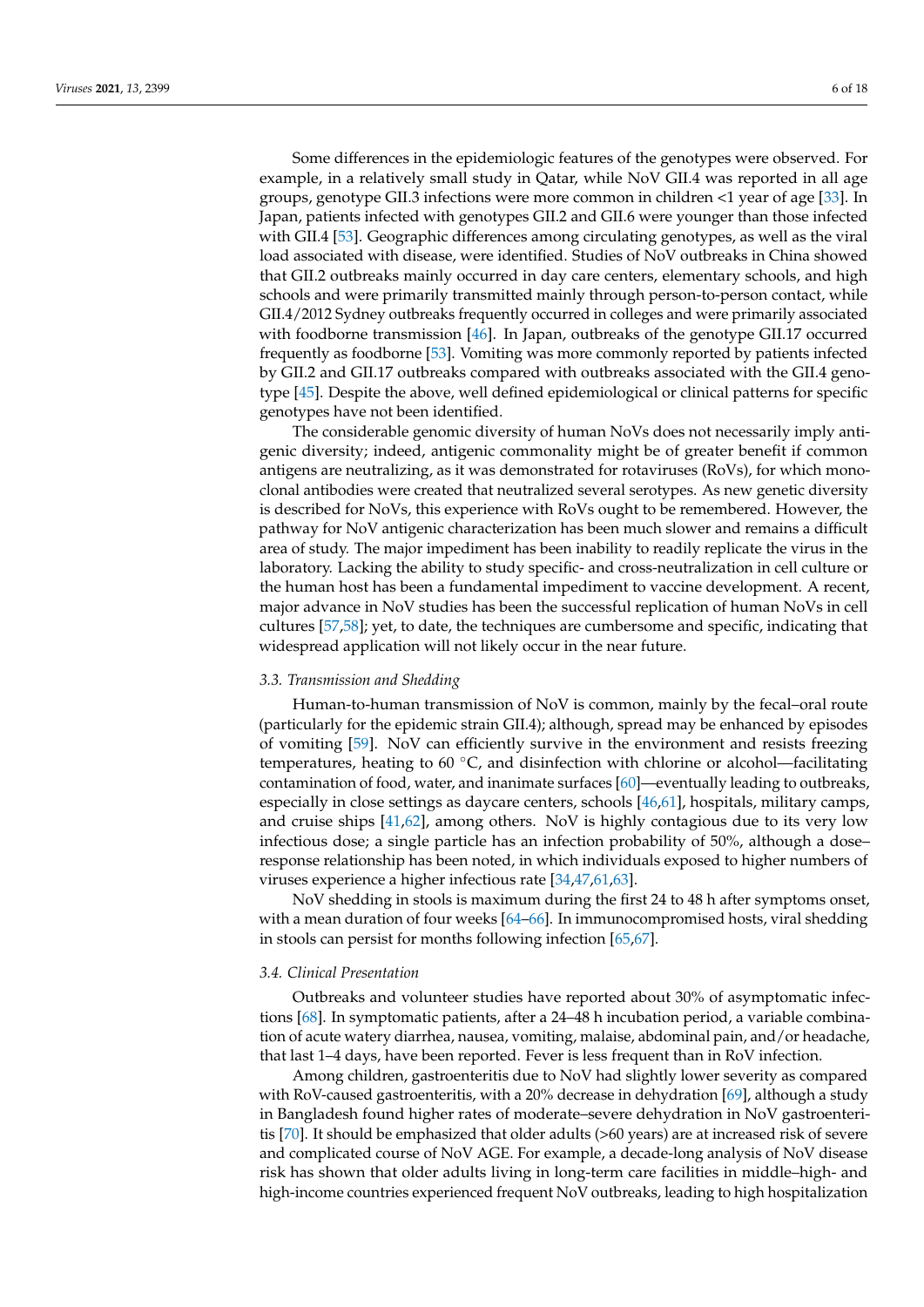Some differences in the epidemiologic features of the genotypes were observed. For example, in a relatively small study in Qatar, while NoV GII.4 was reported in all age groups, genotype GII.3 infections were more common in children <1 year of age [33]. In Japan, patients infected with genotypes GII.2 and GII.6 were younger than those infected with GII.4 [53]. Geographic differences among circulating genotypes, as well as the viral load associated with disease, were identified. Studies of NoV outbreaks in China showed that GII.2 outbreaks mainly occurred in day care centers, elementary schools, and high schools and were primarily transmitted mainly through person-to-person contact, while GII.4/2012 Sydney outbreaks frequently occurred in colleges and were primarily associated with foodborne transmission [46]. In Japan, outbreaks of the genotype GII.17 occurred frequently as foodborne [53]. Vomiting was more commonly reported by patients infected by GII.2 and GII.17 outbreaks compared with outbreaks associated with the GII.4 genotype [45]. Despite the above, well defined epidemiological or clinical patterns for specific genotypes have not been identified.

The considerable genomic diversity of human NoVs does not necessarily imply antigenic diversity; indeed, antigenic commonality might be of greater benefit if common antigens are neutralizing, as it was demonstrated for rotaviruses (RoVs), for which monoclonal antibodies were created that neutralized several serotypes. As new genetic diversity is described for NoVs, this experience with RoVs ought to be remembered. However, the pathway for NoV antigenic characterization has been much slower and remains a difficult area of study. The major impediment has been inability to readily replicate the virus in the laboratory. Lacking the ability to study specific- and cross-neutralization in cell culture or the human host has been a fundamental impediment to vaccine development. A recent, major advance in NoV studies has been the successful replication of human NoVs in cell cultures [57,58]; yet, to date, the techniques are cumbersome and specific, indicating that widespread application will not likely occur in the near future.

### *3.3. Transmission and Shedding*

Human-to-human transmission of NoV is common, mainly by the fecal–oral route (particularly for the epidemic strain GII.4); although, spread may be enhanced by episodes of vomiting [59]. NoV can efficiently survive in the environment and resists freezing temperatures, heating to 60 °C, and disinfection with chlorine or alcohol—facilitating contamination of food, water, and inanimate surfaces [60]—eventually leading to outbreaks, especially in close settings as daycare centers, schools [46,61], hospitals, military camps, and cruise ships [41,62], among others. NoV is highly contagious due to its very low infectious dose; a single particle has an infection probability of 50%, although a dose–response relationship has been noted, in which individuals exposed to higher numbers of viruses experience a higher infectious rate [34,47,61,63].

NoV shedding in stools is maximum during the first 24 to 48 h after symptoms onset, with a mean duration of four weeks [64–66]. In immunocompromised hosts, viral shedding in stools can persist for months following infection [65,67].

### *3.4. Clinical Presentation*

Outbreaks and volunteer studies have reported about 30% of asymptomatic infections [68]. In symptomatic patients, after a 24–48 h incubation period, a variable combination of acute watery diarrhea, nausea, vomiting, malaise, abdominal pain, and/or headache, that last 1–4 days, have been reported. Fever is less frequent than in RoV infection.

Among children, gastroenteritis due to NoV had slightly lower severity as compared with RoV-caused gastroenteritis, with a 20% decrease in dehydration [69], although a study in Bangladesh found higher rates of moderate–severe dehydration in NoV gastroenteritis [70]. It should be emphasized that older adults (>60 years) are at increased risk of severe and complicated course of NoV AGE. For example, a decade-long analysis of NoV disease risk has shown that older adults living in long-term care facilities in middle–high- and high-income countries experienced frequent NoV outbreaks, leading to high hospitalization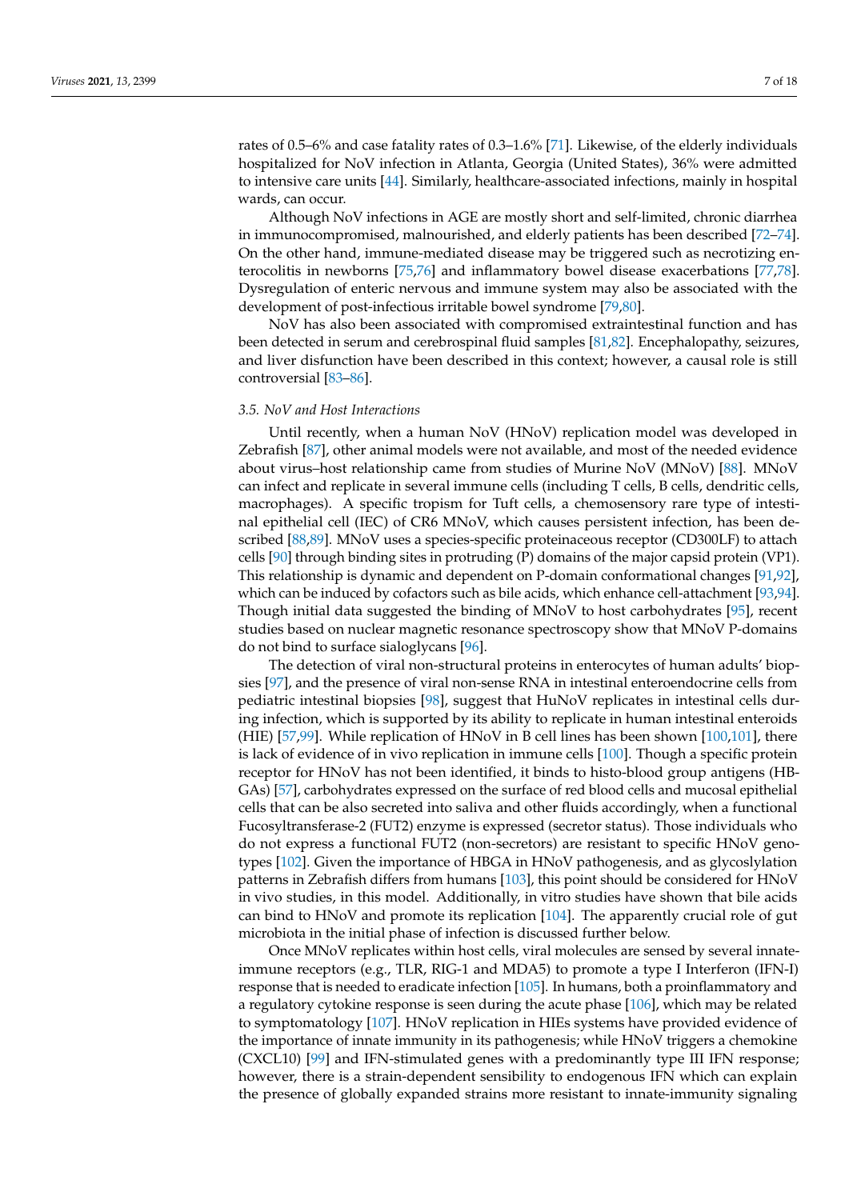rates of 0.5–6% and case fatality rates of 0.3–1.6% [71]. Likewise, of the elderly individuals hospitalized for NoV infection in Atlanta, Georgia (United States), 36% were admitted to intensive care units [44]. Similarly, healthcare-associated infections, mainly in hospital wards, can occur.

Although NoV infections in AGE are mostly short and self-limited, chronic diarrhea in immunocompromised, malnourished, and elderly patients has been described [72–74]. On the other hand, immune-mediated disease may be triggered such as necrotizing enterocolitis in newborns [75,76] and inflammatory bowel disease exacerbations [77,78]. Dysregulation of enteric nervous and immune system may also be associated with the development of post-infectious irritable bowel syndrome [79,80].

NoV has also been associated with compromised extraintestinal function and has been detected in serum and cerebrospinal fluid samples [81,82]. Encephalopathy, seizures, and liver disfunction have been described in this context; however, a causal role is still controversial [83–86].

### *3.5. NoV and Host Interactions*

Until recently, when a human NoV (HNoV) replication model was developed in Zebrafish [87], other animal models were not available, and most of the needed evidence about virus–host relationship came from studies of Murine NoV (MNoV) [88]. MNoV can infect and replicate in several immune cells (including T cells, B cells, dendritic cells, macrophages). A specific tropism for Tuft cells, a chemosensory rare type of intestinal epithelial cell (IEC) of CR6 MNoV, which causes persistent infection, has been described [88,89]. MNoV uses a species-specific proteinaceous receptor (CD300LF) to attach cells [90] through binding sites in protruding (P) domains of the major capsid protein (VP1). This relationship is dynamic and dependent on P-domain conformational changes [91,92], which can be induced by cofactors such as bile acids, which enhance cell-attachment [93,94]. Though initial data suggested the binding of MNoV to host carbohydrates [95], recent studies based on nuclear magnetic resonance spectroscopy show that MNoV P-domains do not bind to surface sialoglycans [96].

The detection of viral non-structural proteins in enterocytes of human adults' biopsies [97], and the presence of viral non-sense RNA in intestinal enteroendocrine cells from pediatric intestinal biopsies [98], suggest that HuNoV replicates in intestinal cells during infection, which is supported by its ability to replicate in human intestinal enteroids (HIE) [57,99]. While replication of HNoV in B cell lines has been shown [100,101], there is lack of evidence of in vivo replication in immune cells [100]. Though a specific protein receptor for HNoV has not been identified, it binds to histo-blood group antigens (HBGAs) [57], carbohydrates expressed on the surface of red blood cells and mucosal epithelial cells that can be also secreted into saliva and other fluids accordingly, when a functional Fucosyltransferase-2 (FUT2) enzyme is expressed (secretor status). Those individuals who do not express a functional FUT2 (non-secretors) are resistant to specific HNoV genotypes [102]. Given the importance of HBGA in HNoV pathogenesis, and as glycoslylation patterns in Zebrafish differs from humans [103], this point should be considered for HNoV in vivo studies, in this model. Additionally, in vitro studies have shown that bile acids can bind to HNoV and promote its replication [104]. The apparently crucial role of gut microbiota in the initial phase of infection is discussed further below.

Once MNoV replicates within host cells, viral molecules are sensed by several innate-immune receptors (e.g., TLR, RIG-1 and MDA5) to promote a type I Interferon (IFN-I) response that is needed to eradicate infection [105]. In humans, both a proinflammatory and a regulatory cytokine response is seen during the acute phase [106], which may be related to symptomatology [107]. HNoV replication in HIEs systems have provided evidence of the importance of innate immunity in its pathogenesis; while HNoV triggers a chemokine (CXCL10) [99] and IFN-stimulated genes with a predominantly type III IFN response; however, there is a strain-dependent sensibility to endogenous IFN which can explain the presence of globally expanded strains more resistant to innate-immunity signaling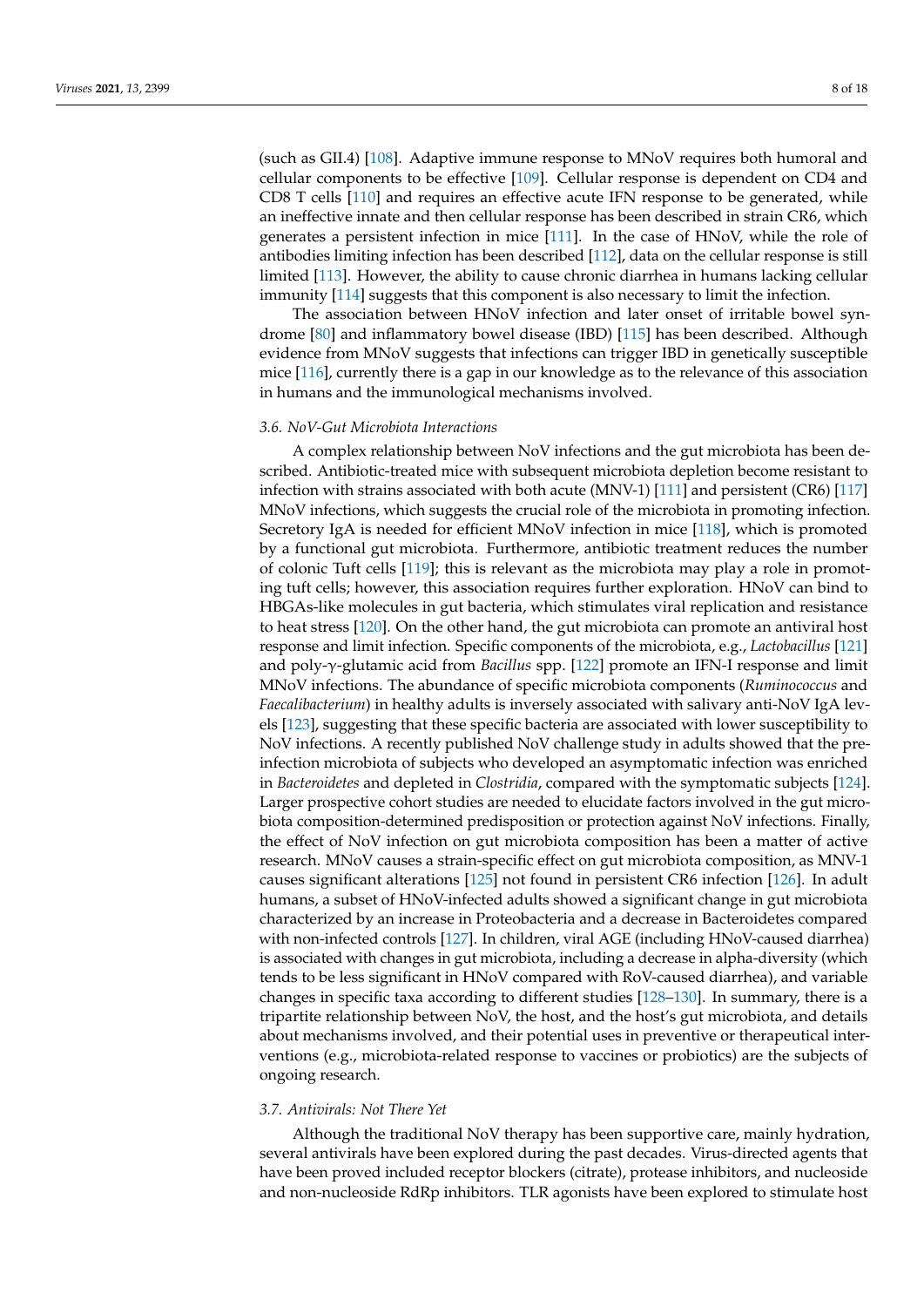(such as GII.4) [108]. Adaptive immune response to MNoV requires both humoral and cellular components to be effective [109]. Cellular response is dependent on CD4 and CD8 T cells [110] and requires an effective acute IFN response to be generated, while an ineffective innate and then cellular response has been described in strain CR6, which generates a persistent infection in mice [111]. In the case of HNoV, while the role of antibodies limiting infection has been described [112], data on the cellular response is still limited [113]. However, the ability to cause chronic diarrhea in humans lacking cellular immunity [114] suggests that this component is also necessary to limit the infection.

The association between HNoV infection and later onset of irritable bowel syndrome [80] and inflammatory bowel disease (IBD) [115] has been described. Although evidence from MNoV suggests that infections can trigger IBD in genetically susceptible mice [116], currently there is a gap in our knowledge as to the relevance of this association in humans and the immunological mechanisms involved.

### 3.6. NoV-Gut Microbiota Interactions

A complex relationship between NoV infections and the gut microbiota has been described. Antibiotic-treated mice with subsequent microbiota depletion become resistant to infection with strains associated with both acute (MNV-1) [111] and persistent (CR6) [117] MNoV infections, which suggests the crucial role of the microbiota in promoting infection. Secretory IgA is needed for efficient MNoV infection in mice [118], which is promoted by a functional gut microbiota. Furthermore, antibiotic treatment reduces the number of colonic Tuft cells [119]; this is relevant as the microbiota may play a role in promoting tuft cells; however, this association requires further exploration. HNoV can bind to HBGAs-like molecules in gut bacteria, which stimulates viral replication and resistance to heat stress [120]. On the other hand, the gut microbiota can promote an antiviral host response and limit infection. Specific components of the microbiota, e.g., *Lactobacillus* [121] and poly-$\gamma$-glutamic acid from *Bacillus* spp. [122] promote an IFN-I response and limit MNoV infections. The abundance of specific microbiota components (*Ruminococcus* and *Faecalibacterium*) in healthy adults is inversely associated with salivary anti-NoV IgA levels [123], suggesting that these specific bacteria are associated with lower susceptibility to NoV infections. A recently published NoV challenge study in adults showed that the pre-infection microbiota of subjects who developed an asymptomatic infection was enriched in *Bacteroidetes* and depleted in *Clostridia*, compared with the symptomatic subjects [124]. Larger prospective cohort studies are needed to elucidate factors involved in the gut microbiota composition-determined predisposition or protection against NoV infections. Finally, the effect of NoV infection on gut microbiota composition has been a matter of active research. MNoV causes a strain-specific effect on gut microbiota composition, as MNV-1 causes significant alterations [125] not found in persistent CR6 infection [126]. In adult humans, a subset of HNoV-infected adults showed a significant change in gut microbiota characterized by an increase in Proteobacteria and a decrease in Bacteroidetes compared with non-infected controls [127]. In children, viral AGE (including HNoV-caused diarrhea) is associated with changes in gut microbiota, including a decrease in alpha-diversity (which tends to be less significant in HNoV compared with RoV-caused diarrhea), and variable changes in specific taxa according to different studies [128–130]. In summary, there is a tripartite relationship between NoV, the host, and the host's gut microbiota, and details about mechanisms involved, and their potential uses in preventive or therapeutical interventions (e.g., microbiota-related response to vaccines or probiotics) are the subjects of ongoing research.

### 3.7. Antivirals: Not There Yet

Although the traditional NoV therapy has been supportive care, mainly hydration, several antivirals have been explored during the past decades. Virus-directed agents that have been proved included receptor blockers (citrate), protease inhibitors, and nucleoside and non-nucleoside RdRp inhibitors. TLR agonists have been explored to stimulate host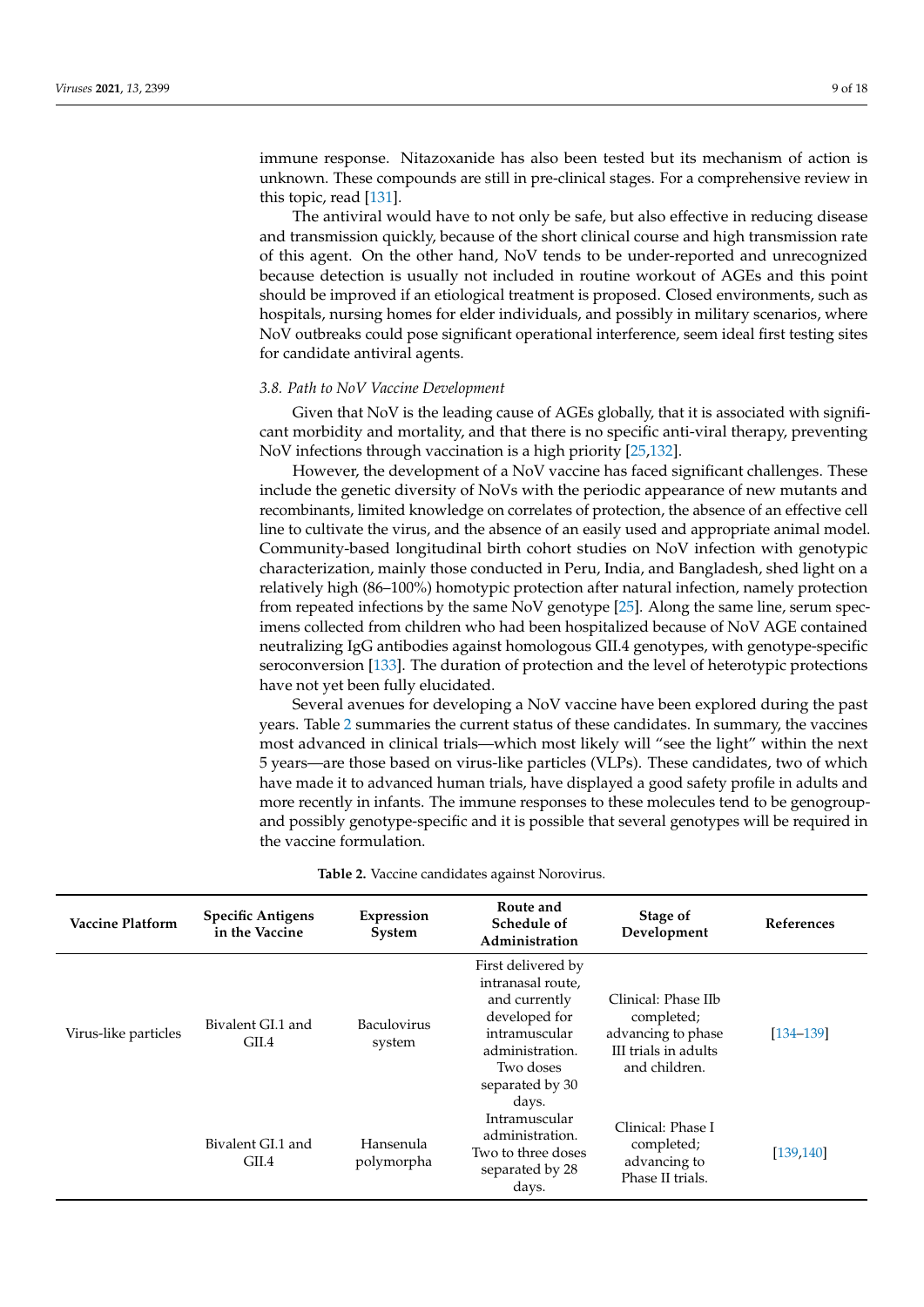immune response. Nitazoxanide has also been tested but its mechanism of action is unknown. These compounds are still in pre-clinical stages. For a comprehensive review in this topic, read [131].

The antiviral would have to not only be safe, but also effective in reducing disease and transmission quickly, because of the short clinical course and high transmission rate of this agent. On the other hand, NoV tends to be under-reported and unrecognized because detection is usually not included in routine workout of AGEs and this point should be improved if an etiological treatment is proposed. Closed environments, such as hospitals, nursing homes for elder individuals, and possibly in military scenarios, where NoV outbreaks could pose significant operational interference, seem ideal first testing sites for candidate antiviral agents.

### 3.8. Path to NoV Vaccine Development

Given that NoV is the leading cause of AGEs globally, that it is associated with significant morbidity and mortality, and that there is no specific anti-viral therapy, preventing NoV infections through vaccination is a high priority [25,132].

However, the development of a NoV vaccine has faced significant challenges. These include the genetic diversity of NoVs with the periodic appearance of new mutants and recombinants, limited knowledge on correlates of protection, the absence of an effective cell line to cultivate the virus, and the absence of an easily used and appropriate animal model. Community-based longitudinal birth cohort studies on NoV infection with genotypic characterization, mainly those conducted in Peru, India, and Bangladesh, shed light on a relatively high (86–100%) homotypic protection after natural infection, namely protection from repeated infections by the same NoV genotype [25]. Along the same line, serum specimens collected from children who had been hospitalized because of NoV AGE contained neutralizing IgG antibodies against homologous GII.4 genotypes, with genotype-specific seroconversion [133]. The duration of protection and the level of heterotypic protections have not yet been fully elucidated.

Several avenues for developing a NoV vaccine have been explored during the past years. Table 2 summaries the current status of these candidates. In summary, the vaccines most advanced in clinical trials—which most likely will "see the light" within the next 5 years—are those based on virus-like particles (VLPs). These candidates, two of which have made it to advanced human trials, have displayed a good safety profile in adults and more recently in infants. The immune responses to these molecules tend to be genogroup- and possibly genotype-specific and it is possible that several genotypes will be required in the vaccine formulation.

**Table 2.** Vaccine candidates against Norovirus.

| Vaccine Platform | Specific Antigens in the Vaccine | Expression System | Route and Schedule of Administration | Stage of Development | References |
|---|---|---|---|---|---|
| Virus-like particles | Bivalent GI.1 and GII.4 | Baculovirus system | First delivered by intranasal route, and currently developed for intramuscular administration. Two doses separated by 30 days. | Clinical: Phase IIb completed; advancing to phase III trials in adults and children. | [134–139] |
| | Bivalent GI.1 and GII.4 | Hansenula polymorpha | Intramuscular administration. Two to three doses separated by 28 days. | Clinical: Phase I completed; advancing to Phase II trials. | [139,140] |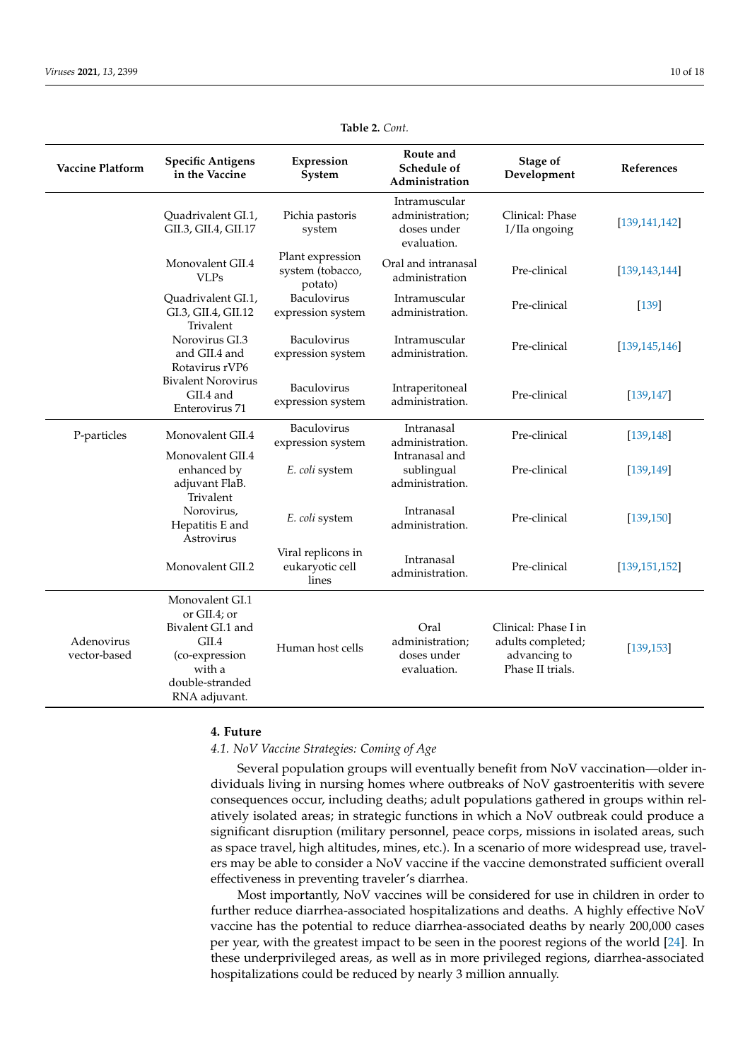**Table 2.** *Cont.*

| Vaccine Platform | Specific Antigens in the Vaccine | Expression System | Route and Schedule of Administration | Stage of Development | References |
|---|---|---|---|---|---|
| | Quadrivalent GI.1, GII.3, GII.4, GII.17 | Pichia pastoris system | Intramuscular administration; doses under evaluation. | Clinical: Phase I/IIa ongoing | [139,141,142] |
| | Monovalent GII.4 VLPs | Plant expression system (tobacco, potato) | Oral and intranasal administration | Pre-clinical | [139,143,144] |
| | Quadrivalent GI.1, GI.3, GII.4, GII.12 | Baculovirus expression system | Intramuscular administration. | Pre-clinical | [139] |
| | Trivalent Norovirus GI.3 and GII.4 and Rotavirus rVP6 | Baculovirus expression system | Intramuscular administration. | Pre-clinical | [139,145,146] |
| | Bivalent Norovirus GII.4 and Enterovirus 71 | Baculovirus expression system | Intraperitoneal administration. | Pre-clinical | [139,147] |
| P-particles | Monovalent GII.4 | Baculovirus expression system | Intranasal administration. | Pre-clinical | [139,148] |
| | Monovalent GII.4 enhanced by adjuvant FlaB. | *E. coli* system | Intranasal and sublingual administration. | Pre-clinical | [139,149] |
| | Trivalent Norovirus, Hepatitis E and Astrovirus | *E. coli* system | Intranasal administration. | Pre-clinical | [139,150] |
| | Monovalent GII.2 | Viral replicons in eukaryotic cell lines | Intranasal administration. | Pre-clinical | [139,151,152] |
| Adenovirus vector-based | Monovalent GI.1 or GII.4; or Bivalent GI.1 and GII.4 (co-expression with a double-stranded RNA adjuvant. | Human host cells | Oral administration; doses under evaluation. | Clinical: Phase I in adults completed; advancing to Phase II trials. | [139,153] |

## 4. Future

### *4.1. NoV Vaccine Strategies: Coming of Age*

Several population groups will eventually benefit from NoV vaccination—older individuals living in nursing homes where outbreaks of NoV gastroenteritis with severe consequences occur, including deaths; adult populations gathered in groups within relatively isolated areas; in strategic functions in which a NoV outbreak could produce a significant disruption (military personnel, peace corps, missions in isolated areas, such as space travel, high altitudes, mines, etc.). In a scenario of more widespread use, travelers may be able to consider a NoV vaccine if the vaccine demonstrated sufficient overall effectiveness in preventing traveler's diarrhea.

Most importantly, NoV vaccines will be considered for use in children in order to further reduce diarrhea-associated hospitalizations and deaths. A highly effective NoV vaccine has the potential to reduce diarrhea-associated deaths by nearly 200,000 cases per year, with the greatest impact to be seen in the poorest regions of the world [24]. In these underprivileged areas, as well as in more privileged regions, diarrhea-associated hospitalizations could be reduced by nearly 3 million annually.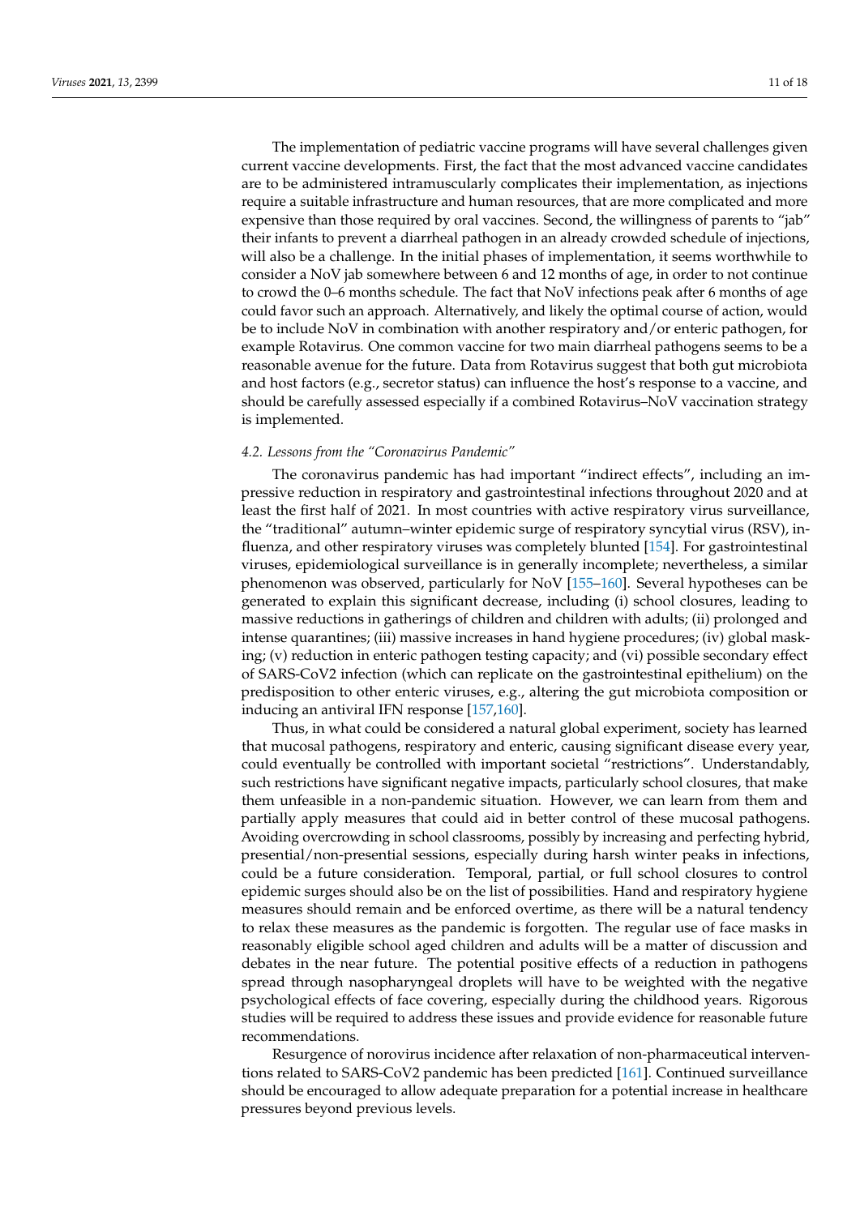The implementation of pediatric vaccine programs will have several challenges given current vaccine developments. First, the fact that the most advanced vaccine candidates are to be administered intramuscularly complicates their implementation, as injections require a suitable infrastructure and human resources, that are more complicated and more expensive than those required by oral vaccines. Second, the willingness of parents to "jab" their infants to prevent a diarrheal pathogen in an already crowded schedule of injections, will also be a challenge. In the initial phases of implementation, it seems worthwhile to consider a NoV jab somewhere between 6 and 12 months of age, in order to not continue to crowd the 0–6 months schedule. The fact that NoV infections peak after 6 months of age could favor such an approach. Alternatively, and likely the optimal course of action, would be to include NoV in combination with another respiratory and/or enteric pathogen, for example Rotavirus. One common vaccine for two main diarrheal pathogens seems to be a reasonable avenue for the future. Data from Rotavirus suggest that both gut microbiota and host factors (e.g., secretor status) can influence the host's response to a vaccine, and should be carefully assessed especially if a combined Rotavirus–NoV vaccination strategy is implemented.

### *4.2. Lessons from the "Coronavirus Pandemic"*

The coronavirus pandemic has had important "indirect effects", including an impressive reduction in respiratory and gastrointestinal infections throughout 2020 and at least the first half of 2021. In most countries with active respiratory virus surveillance, the "traditional" autumn–winter epidemic surge of respiratory syncytial virus (RSV), influenza, and other respiratory viruses was completely blunted [154]. For gastrointestinal viruses, epidemiological surveillance is in generally incomplete; nevertheless, a similar phenomenon was observed, particularly for NoV [155–160]. Several hypotheses can be generated to explain this significant decrease, including (i) school closures, leading to massive reductions in gatherings of children and children with adults; (ii) prolonged and intense quarantines; (iii) massive increases in hand hygiene procedures; (iv) global masking; (v) reduction in enteric pathogen testing capacity; and (vi) possible secondary effect of SARS-CoV2 infection (which can replicate on the gastrointestinal epithelium) on the predisposition to other enteric viruses, e.g., altering the gut microbiota composition or inducing an antiviral IFN response [157,160].

Thus, in what could be considered a natural global experiment, society has learned that mucosal pathogens, respiratory and enteric, causing significant disease every year, could eventually be controlled with important societal "restrictions". Understandably, such restrictions have significant negative impacts, particularly school closures, that make them unfeasible in a non-pandemic situation. However, we can learn from them and partially apply measures that could aid in better control of these mucosal pathogens. Avoiding overcrowding in school classrooms, possibly by increasing and perfecting hybrid, presential/non-presential sessions, especially during harsh winter peaks in infections, could be a future consideration. Temporal, partial, or full school closures to control epidemic surges should also be on the list of possibilities. Hand and respiratory hygiene measures should remain and be enforced overtime, as there will be a natural tendency to relax these measures as the pandemic is forgotten. The regular use of face masks in reasonably eligible school aged children and adults will be a matter of discussion and debates in the near future. The potential positive effects of a reduction in pathogens spread through nasopharyngeal droplets will have to be weighted with the negative psychological effects of face covering, especially during the childhood years. Rigorous studies will be required to address these issues and provide evidence for reasonable future recommendations.

Resurgence of norovirus incidence after relaxation of non-pharmaceutical interventions related to SARS-CoV2 pandemic has been predicted [161]. Continued surveillance should be encouraged to allow adequate preparation for a potential increase in healthcare pressures beyond previous levels.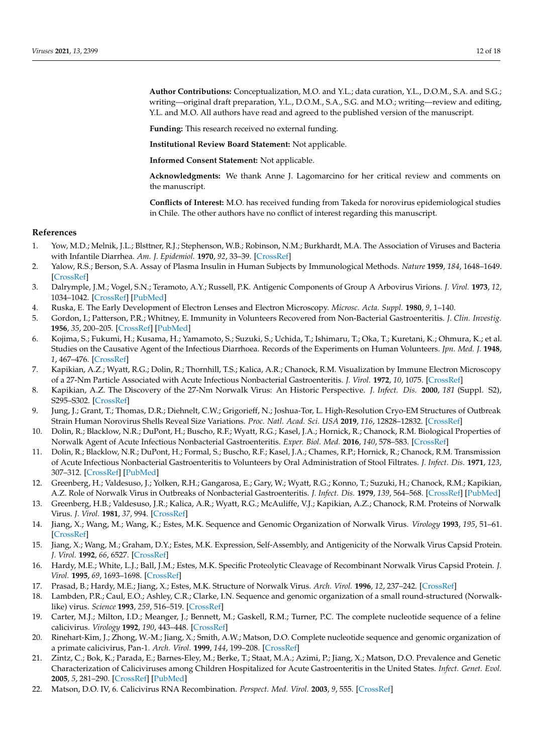**Author Contributions:** Conceptualization, M.O. and Y.L.; data curation, Y.L., D.O.M., S.A. and S.G.; writing—original draft preparation, Y.L., D.O.M., S.A., S.G. and M.O.; writing—review and editing, Y.L. and M.O. All authors have read and agreed to the published version of the manuscript.

**Funding:** This research received no external funding.

**Institutional Review Board Statement:** Not applicable.

**Informed Consent Statement:** Not applicable.

**Acknowledgments:** We thank Anne J. Lagomarcino for her critical review and comments on the manuscript.

**Conflicts of Interest:** M.O. has received funding from Takeda for norovirus epidemiological studies in Chile. The other authors have no conflict of interest regarding this manuscript.

## References

1. Yow, M.D.; Melnik, J.L.; Blsttner, R.J.; Stephenson, W.B.; Robinson, N.M.; Burkhardt, M.A. The Association of Viruses and Bacteria with Infantile Diarrhea. *Am. J. Epidemiol.* **1970**, *92*, 33–39. [CrossRef]
2. Yalow, R.S.; Berson, S.A. Assay of Plasma Insulin in Human Subjects by Immunological Methods. *Nature* **1959**, *184*, 1648–1649. [CrossRef]
3. Dalrymple, J.M.; Vogel, S.N.; Teramoto, A.Y.; Russell, P.K. Antigenic Components of Group A Arbovirus Virions. *J. Virol.* **1973**, *12*, 1034–1042. [CrossRef] [PubMed]
4. Ruska, E. The Early Development of Electron Lenses and Electron Microscopy. *Microsc. Acta. Suppl.* **1980**, *9*, 1–140.
5. Gordon, I.; Patterson, P.R.; Whitney, E. Immunity in Volunteers Recovered from Non-Bacterial Gastroenteritis. *J. Clin. Investig.* **1956**, *35*, 200–205. [CrossRef] [PubMed]
6. Kojima, S.; Fukumi, H.; Kusama, H.; Yamamoto, S.; Suzuki, S.; Uchida, T.; Ishimaru, T.; Oka, T.; Kuretani, K.; Ohmura, K.; et al. Studies on the Causative Agent of the Infectious Diarrhoea. Records of the Experiments on Human Volunteers. *Jpn. Med. J.* **1948**, *1*, 467–476. [CrossRef]
7. Kapikian, A.Z.; Wyatt, R.G.; Dolin, R.; Thornhill, T.S.; Kalica, A.R.; Chanock, R.M. Visualization by Immune Electron Microscopy of a 27-Nm Particle Associated with Acute Infectious Nonbacterial Gastroenteritis. *J. Virol.* **1972**, *10*, 1075. [CrossRef]
8. Kapikian, A.Z. The Discovery of the 27-Nm Norwalk Virus: An Historic Perspective. *J. Infect. Dis.* **2000**, *181* (Suppl. S2), S295–S302. [CrossRef]
9. Jung, J.; Grant, T.; Thomas, D.R.; Diehnelt, C.W.; Grigorieff, N.; Joshua-Tor, L. High-Resolution Cryo-EM Structures of Outbreak Strain Human Norovirus Shells Reveal Size Variations. *Proc. Natl. Acad. Sci. USA* **2019**, *116*, 12828–12832. [CrossRef]
10. Dolin, R.; Blacklow, N.R.; DuPont, H.; Buscho, R.F.; Wyatt, R.G.; Kasel, J.A.; Hornick, R.; Chanock, R.M. Biological Properties of Norwalk Agent of Acute Infectious Nonbacterial Gastroenteritis. *Exper. Biol. Med.* **2016**, *140*, 578–583. [CrossRef]
11. Dolin, R.; Blacklow, N.R.; DuPont, H.; Formal, S.; Buscho, R.F.; Kasel, J.A.; Chames, R.P.; Hornick, R.; Chanock, R.M. Transmission of Acute Infectious Nonbacterial Gastroenteritis to Volunteers by Oral Administration of Stool Filtrates. *J. Infect. Dis.* **1971**, *123*, 307–312. [CrossRef] [PubMed]
12. Greenberg, H.; Valdesuso, J.; Yolken, R.H.; Gangarosa, E.; Gary, W.; Wyatt, R.G.; Konno, T.; Suzuki, H.; Chanock, R.M.; Kapikian, A.Z. Role of Norwalk Virus in Outbreaks of Nonbacterial Gastroenteritis. *J. Infect. Dis.* **1979**, *139*, 564–568. [CrossRef] [PubMed]
13. Greenberg, H.B.; Valdesuso, J.R.; Kalica, A.R.; Wyatt, R.G.; McAuliffe, V.J.; Kapikian, A.Z.; Chanock, R.M. Proteins of Norwalk Virus. *J. Virol.* **1981**, *37*, 994. [CrossRef]
14. Jiang, X.; Wang, M.; Wang, K.; Estes, M.K. Sequence and Genomic Organization of Norwalk Virus. *Virology* **1993**, *195*, 51–61. [CrossRef]
15. Jiang, X.; Wang, M.; Graham, D.Y.; Estes, M.K. Expression, Self-Assembly, and Antigenicity of the Norwalk Virus Capsid Protein. *J. Virol.* **1992**, *66*, 6527. [CrossRef]
16. Hardy, M.E.; White, L.J.; Ball, J.M.; Estes, M.K. Specific Proteolytic Cleavage of Recombinant Norwalk Virus Capsid Protein. *J. Virol.* **1995**, *69*, 1693–1698. [CrossRef]
17. Prasad, B.; Hardy, M.E.; Jiang, X.; Estes, M.K. Structure of Norwalk Virus. *Arch. Virol.* **1996**, *12*, 237–242. [CrossRef]
18. Lambden, P.R.; Caul, E.O.; Ashley, C.R.; Clarke, I.N. Sequence and genomic organization of a small round-structured (Norwalk-like) virus. *Science* **1993**, *259*, 516–519. [CrossRef]
19. Carter, M.J.; Milton, I.D.; Meanger, J.; Bennett, M.; Gaskell, R.M.; Turner, P.C. The complete nucleotide sequence of a feline calicivirus. *Virology* **1992**, *190*, 443–448. [CrossRef]
20. Rinehart-Kim, J.; Zhong, W.-M.; Jiang, X.; Smith, A.W.; Matson, D.O. Complete nucleotide sequence and genomic organization of a primate calicivirus, Pan-1. *Arch. Virol.* **1999**, *144*, 199–208. [CrossRef]
21. Zintz, C.; Bok, K.; Parada, E.; Barnes-Eley, M.; Berke, T.; Staat, M.A.; Azimi, P.; Jiang, X.; Matson, D.O. Prevalence and Genetic Characterization of Caliciviruses among Children Hospitalized for Acute Gastroenteritis in the United States. *Infect. Genet. Evol.* **2005**, *5*, 281–290. [CrossRef] [PubMed]
22. Matson, D.O. IV, 6. Calicivirus RNA Recombination. *Perspect. Med. Virol.* **2003**, *9*, 555. [CrossRef]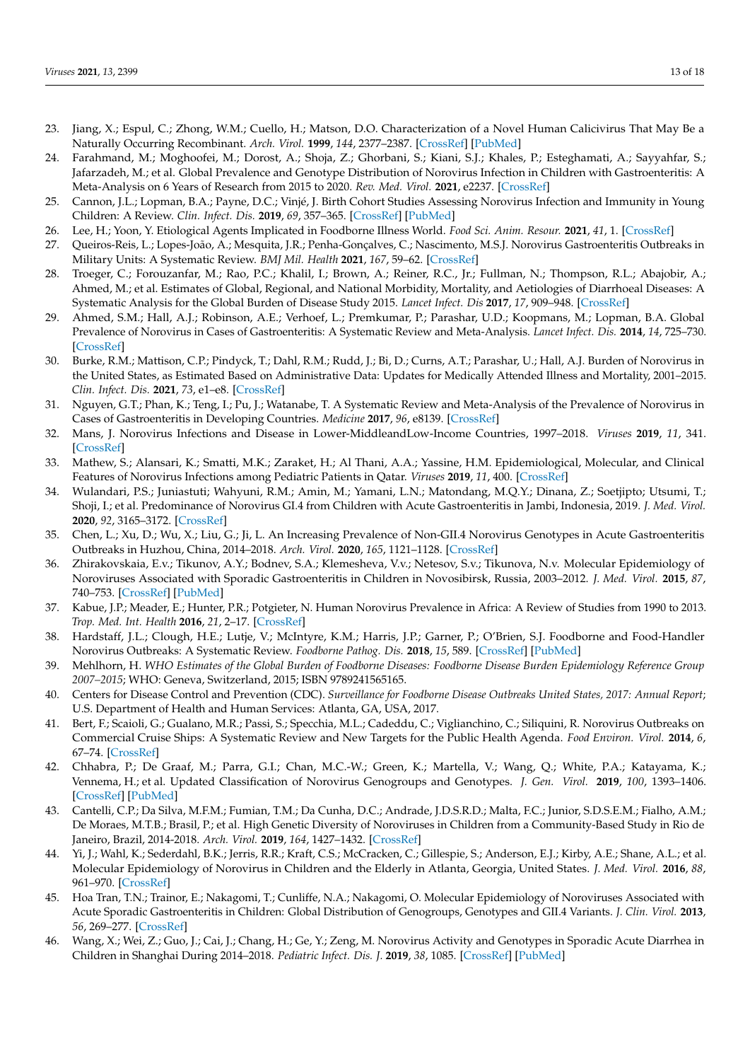23. Jiang, X.; Espul, C.; Zhong, W.M.; Cuello, H.; Matson, D.O. Characterization of a Novel Human Calicivirus That May Be a Naturally Occurring Recombinant. *Arch. Virol.* **1999**, *144*, 2377–2387. [CrossRef] [PubMed]
24. Farahmand, M.; Moghoofei, M.; Dorost, A.; Shoja, Z.; Ghorbani, S.; Kiani, S.J.; Khales, P.; Esteghamati, A.; Sayyahfar, S.; Jafarzadeh, M.; et al. Global Prevalence and Genotype Distribution of Norovirus Infection in Children with Gastroenteritis: A Meta-Analysis on 6 Years of Research from 2015 to 2020. *Rev. Med. Virol.* **2021**, e2237. [CrossRef]
25. Cannon, J.L.; Lopman, B.A.; Payne, D.C.; Vinjé, J. Birth Cohort Studies Assessing Norovirus Infection and Immunity in Young Children: A Review. *Clin. Infect. Dis.* **2019**, *69*, 357–365. [CrossRef] [PubMed]
26. Lee, H.; Yoon, Y. Etiological Agents Implicated in Foodborne Illness World. *Food Sci. Anim. Resour.* **2021**, *41*, 1. [CrossRef]
27. Queiros-Reis, L.; Lopes-João, A.; Mesquita, J.R.; Penha-Gonçalves, C.; Nascimento, M.S.J. Norovirus Gastroenteritis Outbreaks in Military Units: A Systematic Review. *BMJ Mil. Health* **2021**, *167*, 59–62. [CrossRef]
28. Troeger, C.; Forouzanfar, M.; Rao, P.C.; Khalil, I.; Brown, A.; Reiner, R.C., Jr.; Fullman, N.; Thompson, R.L.; Abajobir, A.; Ahmed, M.; et al. Estimates of Global, Regional, and National Morbidity, Mortality, and Aetiologies of Diarrhoeal Diseases: A Systematic Analysis for the Global Burden of Disease Study 2015. *Lancet Infect. Dis* **2017**, *17*, 909–948. [CrossRef]
29. Ahmed, S.M.; Hall, A.J.; Robinson, A.E.; Verhoef, L.; Premkumar, P.; Parashar, U.D.; Koopmans, M.; Lopman, B.A. Global Prevalence of Norovirus in Cases of Gastroenteritis: A Systematic Review and Meta-Analysis. *Lancet Infect. Dis.* **2014**, *14*, 725–730. [CrossRef]
30. Burke, R.M.; Mattison, C.P.; Pindyck, T.; Dahl, R.M.; Rudd, J.; Bi, D.; Curns, A.T.; Parashar, U.; Hall, A.J. Burden of Norovirus in the United States, as Estimated Based on Administrative Data: Updates for Medically Attended Illness and Mortality, 2001–2015. *Clin. Infect. Dis.* **2021**, *73*, e1–e8. [CrossRef]
31. Nguyen, G.T.; Phan, K.; Teng, I.; Pu, J.; Watanabe, T. A Systematic Review and Meta-Analysis of the Prevalence of Norovirus in Cases of Gastroenteritis in Developing Countries. *Medicine* **2017**, *96*, e8139. [CrossRef]
32. Mans, J. Norovirus Infections and Disease in Lower-MiddleandLow-Income Countries, 1997–2018. *Viruses* **2019**, *11*, 341. [CrossRef]
33. Mathew, S.; Alansari, K.; Smatti, M.K.; Zaraket, H.; Al Thani, A.A.; Yassine, H.M. Epidemiological, Molecular, and Clinical Features of Norovirus Infections among Pediatric Patients in Qatar. *Viruses* **2019**, *11*, 400. [CrossRef]
34. Wulandari, P.S.; Juniastuti; Wahyuni, R.M.; Amin, M.; Yamani, L.N.; Matondang, M.Q.Y.; Dinana, Z.; Soetjipto; Utsumi, T.; Shoji, I.; et al. Predominance of Norovirus GI.4 from Children with Acute Gastroenteritis in Jambi, Indonesia, 2019. *J. Med. Virol.* **2020**, *92*, 3165–3172. [CrossRef]
35. Chen, L.; Xu, D.; Wu, X.; Liu, G.; Ji, L. An Increasing Prevalence of Non-GII.4 Norovirus Genotypes in Acute Gastroenteritis Outbreaks in Huzhou, China, 2014–2018. *Arch. Virol.* **2020**, *165*, 1121–1128. [CrossRef]
36. Zhirakovskaia, E.v.; Tikunov, A.Y.; Bodnev, S.A.; Klemesheva, V.v.; Netesov, S.v.; Tikunova, N.v. Molecular Epidemiology of Noroviruses Associated with Sporadic Gastroenteritis in Children in Novosibirsk, Russia, 2003–2012. *J. Med. Virol.* **2015**, *87*, 740–753. [CrossRef] [PubMed]
37. Kabue, J.P.; Meader, E.; Hunter, P.R.; Potgieter, N. Human Norovirus Prevalence in Africa: A Review of Studies from 1990 to 2013. *Trop. Med. Int. Health* **2016**, *21*, 2–17. [CrossRef]
38. Hardstaff, J.L.; Clough, H.E.; Lutje, V.; McIntyre, K.M.; Harris, J.P.; Garner, P.; O'Brien, S.J. Foodborne and Food-Handler Norovirus Outbreaks: A Systematic Review. *Foodborne Pathog. Dis.* **2018**, *15*, 589. [CrossRef] [PubMed]
39. Mehlhorn, H. *WHO Estimates of the Global Burden of Foodborne Diseases: Foodborne Disease Burden Epidemiology Reference Group 2007–2015*; WHO: Geneva, Switzerland, 2015; ISBN 9789241565165.
40. Centers for Disease Control and Prevention (CDC). *Surveillance for Foodborne Disease Outbreaks United States, 2017: Annual Report*; U.S. Department of Health and Human Services: Atlanta, GA, USA, 2017.
41. Bert, F.; Scaioli, G.; Gualano, M.R.; Passi, S.; Specchia, M.L.; Cadeddu, C.; Viglianchino, C.; Siliquini, R. Norovirus Outbreaks on Commercial Cruise Ships: A Systematic Review and New Targets for the Public Health Agenda. *Food Environ. Virol.* **2014**, *6*, 67–74. [CrossRef]
42. Chhabra, P.; De Graaf, M.; Parra, G.I.; Chan, M.C.-W.; Green, K.; Martella, V.; Wang, Q.; White, P.A.; Katayama, K.; Vennema, H.; et al. Updated Classification of Norovirus Genogroups and Genotypes. *J. Gen. Virol.* **2019**, *100*, 1393–1406. [CrossRef] [PubMed]
43. Cantelli, C.P.; Da Silva, M.F.M.; Fumian, T.M.; Da Cunha, D.C.; Andrade, J.D.S.R.D.; Malta, F.C.; Junior, S.D.S.E.M.; Fialho, A.M.; De Moraes, M.T.B.; Brasil, P.; et al. High Genetic Diversity of Noroviruses in Children from a Community-Based Study in Rio de Janeiro, Brazil, 2014-2018. *Arch. Virol.* **2019**, *164*, 1427–1432. [CrossRef]
44. Yi, J.; Wahl, K.; Sederdahl, B.K.; Jerris, R.R.; Kraft, C.S.; McCracken, C.; Gillespie, S.; Anderson, E.J.; Kirby, A.E.; Shane, A.L.; et al. Molecular Epidemiology of Norovirus in Children and the Elderly in Atlanta, Georgia, United States. *J. Med. Virol.* **2016**, *88*, 961–970. [CrossRef]
45. Hoa Tran, T.N.; Trainor, E.; Nakagomi, T.; Cunliffe, N.A.; Nakagomi, O. Molecular Epidemiology of Noroviruses Associated with Acute Sporadic Gastroenteritis in Children: Global Distribution of Genogroups, Genotypes and GII.4 Variants. *J. Clin. Virol.* **2013**, *56*, 269–277. [CrossRef]
46. Wang, X.; Wei, Z.; Guo, J.; Cai, J.; Chang, H.; Ge, Y.; Zeng, M. Norovirus Activity and Genotypes in Sporadic Acute Diarrhea in Children in Shanghai During 2014–2018. *Pediatric Infect. Dis. J.* **2019**, *38*, 1085. [CrossRef] [PubMed]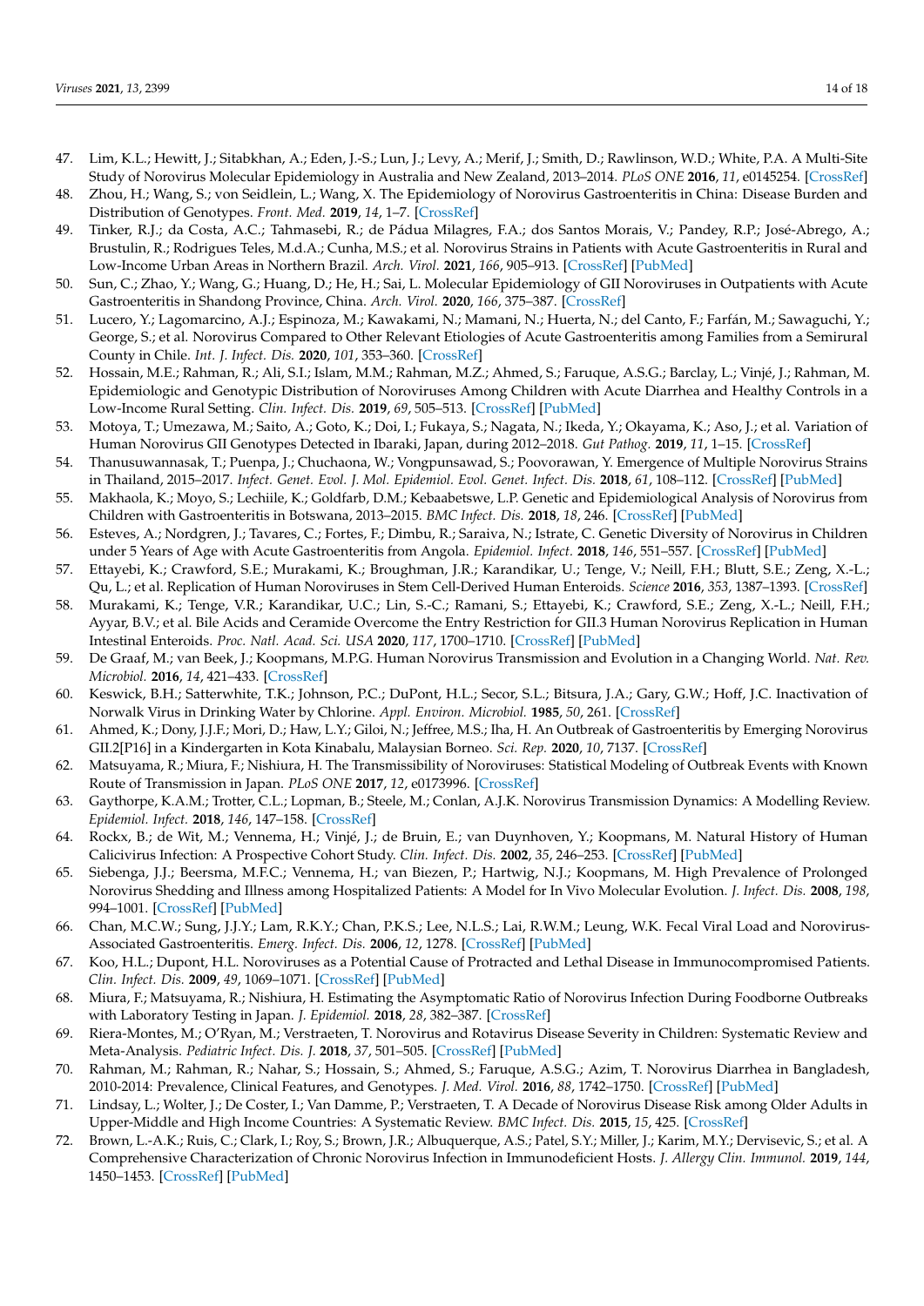47. Lim, K.L.; Hewitt, J.; Sitabkhan, A.; Eden, J.-S.; Lun, J.; Levy, A.; Merif, J.; Smith, D.; Rawlinson, W.D.; White, P.A. A Multi-Site Study of Norovirus Molecular Epidemiology in Australia and New Zealand, 2013–2014. *PLoS ONE* **2016**, *11*, e0145254. [CrossRef]
48. Zhou, H.; Wang, S.; von Seidlein, L.; Wang, X. The Epidemiology of Norovirus Gastroenteritis in China: Disease Burden and Distribution of Genotypes. *Front. Med.* **2019**, *14*, 1–7. [CrossRef]
49. Tinker, R.J.; da Costa, A.C.; Tahmasebi, R.; de Pádua Milagres, F.A.; dos Santos Morais, V.; Pandey, R.P.; José-Abrego, A.; Brustulin, R.; Rodrigues Teles, M.d.A.; Cunha, M.S.; et al. Norovirus Strains in Patients with Acute Gastroenteritis in Rural and Low-Income Urban Areas in Northern Brazil. *Arch. Virol.* **2021**, *166*, 905–913. [CrossRef] [PubMed]
50. Sun, C.; Zhao, Y.; Wang, G.; Huang, D.; He, H.; Sai, L. Molecular Epidemiology of GII Noroviruses in Outpatients with Acute Gastroenteritis in Shandong Province, China. *Arch. Virol.* **2020**, *166*, 375–387. [CrossRef]
51. Lucero, Y.; Lagomarcino, A.J.; Espinoza, M.; Kawakami, N.; Mamani, N.; Huerta, N.; del Canto, F.; Farfán, M.; Sawaguchi, Y.; George, S.; et al. Norovirus Compared to Other Relevant Etiologies of Acute Gastroenteritis among Families from a Semirural County in Chile. *Int. J. Infect. Dis.* **2020**, *101*, 353–360. [CrossRef]
52. Hossain, M.E.; Rahman, R.; Ali, S.I.; Islam, M.M.; Rahman, M.Z.; Ahmed, S.; Faruque, A.S.G.; Barclay, L.; Vinjé, J.; Rahman, M. Epidemiologic and Genotypic Distribution of Noroviruses Among Children with Acute Diarrhea and Healthy Controls in a Low-Income Rural Setting. *Clin. Infect. Dis.* **2019**, *69*, 505–513. [CrossRef] [PubMed]
53. Motoya, T.; Umezawa, M.; Saito, A.; Goto, K.; Doi, I.; Fukaya, S.; Nagata, N.; Ikeda, Y.; Okayama, K.; Aso, J.; et al. Variation of Human Norovirus GII Genotypes Detected in Ibaraki, Japan, during 2012–2018. *Gut Pathog.* **2019**, *11*, 1–15. [CrossRef]
54. Thanusuwannasak, T.; Puenpa, J.; Chuchaona, W.; Vongpunsawad, S.; Poovorawan, Y. Emergence of Multiple Norovirus Strains in Thailand, 2015–2017. *Infect. Genet. Evol. J. Mol. Epidemiol. Evol. Genet. Infect. Dis.* **2018**, *61*, 108–112. [CrossRef] [PubMed]
55. Makhaola, K.; Moyo, S.; Lechiile, K.; Goldfarb, D.M.; Kebaabetswe, L.P. Genetic and Epidemiological Analysis of Norovirus from Children with Gastroenteritis in Botswana, 2013–2015. *BMC Infect. Dis.* **2018**, *18*, 246. [CrossRef] [PubMed]
56. Esteves, A.; Nordgren, J.; Tavares, C.; Fortes, F.; Dimbu, R.; Saraiva, N.; Istrate, C. Genetic Diversity of Norovirus in Children under 5 Years of Age with Acute Gastroenteritis from Angola. *Epidemiol. Infect.* **2018**, *146*, 551–557. [CrossRef] [PubMed]
57. Ettayebi, K.; Crawford, S.E.; Murakami, K.; Broughman, J.R.; Karandikar, U.; Tenge, V.; Neill, F.H.; Blutt, S.E.; Zeng, X.-L.; Qu, L.; et al. Replication of Human Noroviruses in Stem Cell-Derived Human Enteroids. *Science* **2016**, *353*, 1387–1393. [CrossRef]
58. Murakami, K.; Tenge, V.R.; Karandikar, U.C.; Lin, S.-C.; Ramani, S.; Ettayebi, K.; Crawford, S.E.; Zeng, X.-L.; Neill, F.H.; Ayyar, B.V.; et al. Bile Acids and Ceramide Overcome the Entry Restriction for GII.3 Human Norovirus Replication in Human Intestinal Enteroids. *Proc. Natl. Acad. Sci. USA* **2020**, *117*, 1700–1710. [CrossRef] [PubMed]
59. De Graaf, M.; van Beek, J.; Koopmans, M.P.G. Human Norovirus Transmission and Evolution in a Changing World. *Nat. Rev. Microbiol.* **2016**, *14*, 421–433. [CrossRef]
60. Keswick, B.H.; Satterwhite, T.K.; Johnson, P.C.; DuPont, H.L.; Secor, S.L.; Bitsura, J.A.; Gary, G.W.; Hoff, J.C. Inactivation of Norwalk Virus in Drinking Water by Chlorine. *Appl. Environ. Microbiol.* **1985**, *50*, 261. [CrossRef]
61. Ahmed, K.; Dony, J.J.F.; Mori, D.; Haw, L.Y.; Giloi, N.; Jeffree, M.S.; Iha, H. An Outbreak of Gastroenteritis by Emerging Norovirus GII.2[P16] in a Kindergarten in Kota Kinabalu, Malaysian Borneo. *Sci. Rep.* **2020**, *10*, 7137. [CrossRef]
62. Matsuyama, R.; Miura, F.; Nishiura, H. The Transmissibility of Noroviruses: Statistical Modeling of Outbreak Events with Known Route of Transmission in Japan. *PLoS ONE* **2017**, *12*, e0173996. [CrossRef]
63. Gaythorpe, K.A.M.; Trotter, C.L.; Lopman, B.; Steele, M.; Conlan, A.J.K. Norovirus Transmission Dynamics: A Modelling Review. *Epidemiol. Infect.* **2018**, *146*, 147–158. [CrossRef]
64. Rockx, B.; de Wit, M.; Vennema, H.; Vinjé, J.; de Bruin, E.; van Duynhoven, Y.; Koopmans, M. Natural History of Human Calicivirus Infection: A Prospective Cohort Study. *Clin. Infect. Dis.* **2002**, *35*, 246–253. [CrossRef] [PubMed]
65. Siebenga, J.J.; Beersma, M.F.C.; Vennema, H.; van Biezen, P.; Hartwig, N.J.; Koopmans, M. High Prevalence of Prolonged Norovirus Shedding and Illness among Hospitalized Patients: A Model for In Vivo Molecular Evolution. *J. Infect. Dis.* **2008**, *198*, 994–1001. [CrossRef] [PubMed]
66. Chan, M.C.W.; Sung, J.J.Y.; Lam, R.K.Y.; Chan, P.K.S.; Lee, N.L.S.; Lai, R.W.M.; Leung, W.K. Fecal Viral Load and Norovirus-Associated Gastroenteritis. *Emerg. Infect. Dis.* **2006**, *12*, 1278. [CrossRef] [PubMed]
67. Koo, H.L.; Dupont, H.L. Noroviruses as a Potential Cause of Protracted and Lethal Disease in Immunocompromised Patients. *Clin. Infect. Dis.* **2009**, *49*, 1069–1071. [CrossRef] [PubMed]
68. Miura, F.; Matsuyama, R.; Nishiura, H. Estimating the Asymptomatic Ratio of Norovirus Infection During Foodborne Outbreaks with Laboratory Testing in Japan. *J. Epidemiol.* **2018**, *28*, 382–387. [CrossRef]
69. Riera-Montes, M.; O'Ryan, M.; Verstraeten, T. Norovirus and Rotavirus Disease Severity in Children: Systematic Review and Meta-Analysis. *Pediatric Infect. Dis. J.* **2018**, *37*, 501–505. [CrossRef] [PubMed]
70. Rahman, M.; Rahman, R.; Nahar, S.; Hossain, S.; Ahmed, S.; Faruque, A.S.G.; Azim, T. Norovirus Diarrhea in Bangladesh, 2010-2014: Prevalence, Clinical Features, and Genotypes. *J. Med. Virol.* **2016**, *88*, 1742–1750. [CrossRef] [PubMed]
71. Lindsay, L.; Wolter, J.; De Coster, I.; Van Damme, P.; Verstraeten, T. A Decade of Norovirus Disease Risk among Older Adults in Upper-Middle and High Income Countries: A Systematic Review. *BMC Infect. Dis.* **2015**, *15*, 425. [CrossRef]
72. Brown, L.-A.K.; Ruis, C.; Clark, I.; Roy, S.; Brown, J.R.; Albuquerque, A.S.; Patel, S.Y.; Miller, J.; Karim, M.Y.; Dervisevic, S.; et al. A Comprehensive Characterization of Chronic Norovirus Infection in Immunodeficient Hosts. *J. Allergy Clin. Immunol.* **2019**, *144*, 1450–1453. [CrossRef] [PubMed]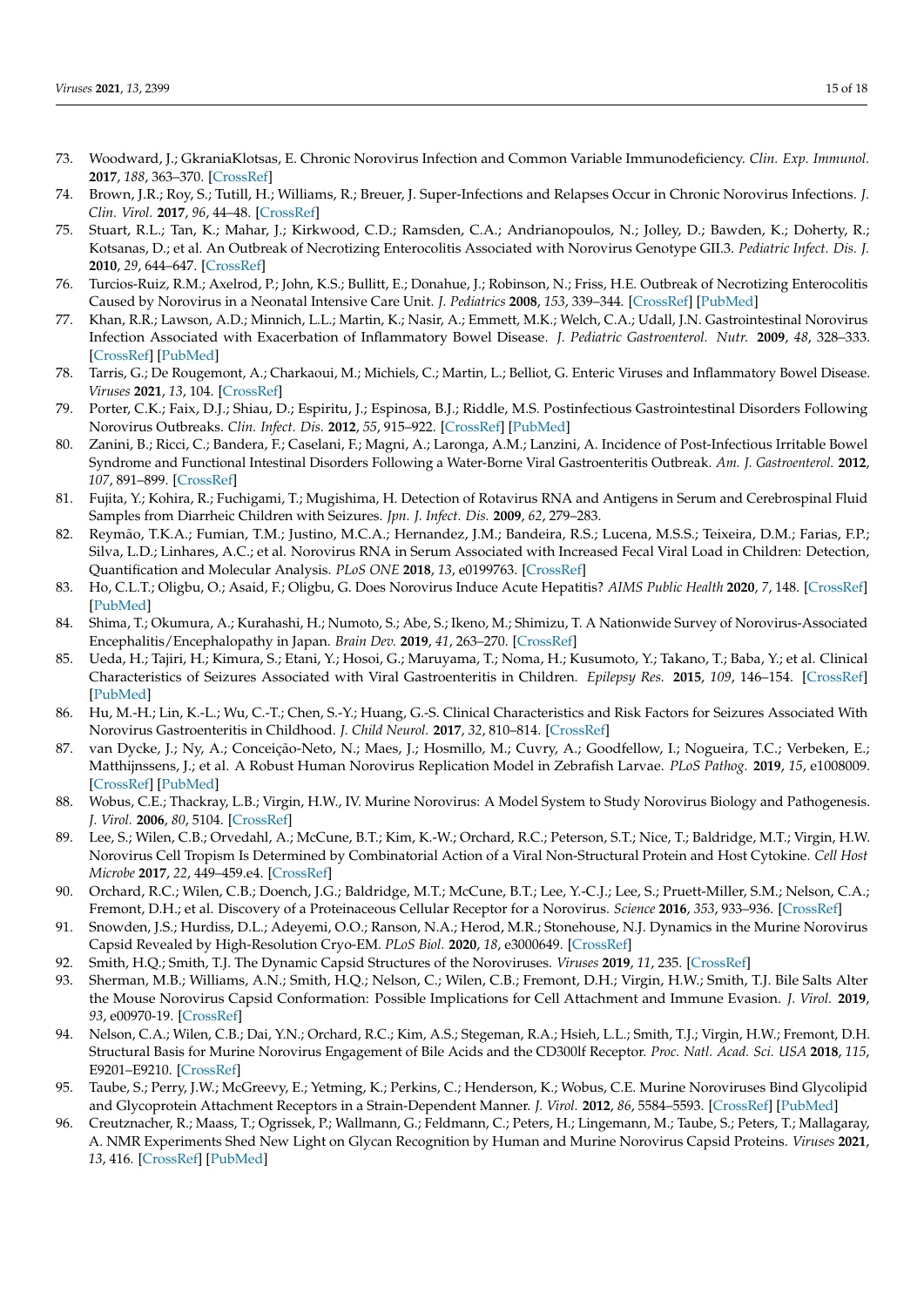73. Woodward, J.; GkraniaKlotsas, E. Chronic Norovirus Infection and Common Variable Immunodeficiency. *Clin. Exp. Immunol.* **2017**, *188*, 363–370. [CrossRef]
74. Brown, J.R.; Roy, S.; Tutill, H.; Williams, R.; Breuer, J. Super-Infections and Relapses Occur in Chronic Norovirus Infections. *J. Clin. Virol.* **2017**, *96*, 44–48. [CrossRef]
75. Stuart, R.L.; Tan, K.; Mahar, J.; Kirkwood, C.D.; Ramsden, C.A.; Andrianopoulos, N.; Jolley, D.; Bawden, K.; Doherty, R.; Kotsanas, D.; et al. An Outbreak of Necrotizing Enterocolitis Associated with Norovirus Genotype GII.3. *Pediatric Infect. Dis. J.* **2010**, *29*, 644–647. [CrossRef]
76. Turcios-Ruiz, R.M.; Axelrod, P.; John, K.S.; Bullitt, E.; Donahue, J.; Robinson, N.; Friss, H.E. Outbreak of Necrotizing Enterocolitis Caused by Norovirus in a Neonatal Intensive Care Unit. *J. Pediatrics* **2008**, *153*, 339–344. [CrossRef] [PubMed]
77. Khan, R.R.; Lawson, A.D.; Minnich, L.L.; Martin, K.; Nasir, A.; Emmett, M.K.; Welch, C.A.; Udall, J.N. Gastrointestinal Norovirus Infection Associated with Exacerbation of Inflammatory Bowel Disease. *J. Pediatric Gastroenterol. Nutr.* **2009**, *48*, 328–333. [CrossRef] [PubMed]
78. Tarris, G.; De Rougemont, A.; Charkaoui, M.; Michiels, C.; Martin, L.; Belliot, G. Enteric Viruses and Inflammatory Bowel Disease. *Viruses* **2021**, *13*, 104. [CrossRef]
79. Porter, C.K.; Faix, D.J.; Shiau, D.; Espiritu, J.; Espinosa, B.J.; Riddle, M.S. Postinfectious Gastrointestinal Disorders Following Norovirus Outbreaks. *Clin. Infect. Dis.* **2012**, *55*, 915–922. [CrossRef] [PubMed]
80. Zanini, B.; Ricci, C.; Bandera, F.; Caselani, F.; Magni, A.; Laronga, A.M.; Lanzini, A. Incidence of Post-Infectious Irritable Bowel Syndrome and Functional Intestinal Disorders Following a Water-Borne Viral Gastroenteritis Outbreak. *Am. J. Gastroenterol.* **2012**, *107*, 891–899. [CrossRef]
81. Fujita, Y.; Kohira, R.; Fuchigami, T.; Mugishima, H. Detection of Rotavirus RNA and Antigens in Serum and Cerebrospinal Fluid Samples from Diarrheic Children with Seizures. *Jpn. J. Infect. Dis.* **2009**, *62*, 279–283.
82. Reymão, T.K.A.; Fumian, T.M.; Justino, M.C.A.; Hernandez, J.M.; Bandeira, R.S.; Lucena, M.S.S.; Teixeira, D.M.; Farias, F.P.; Silva, L.D.; Linhares, A.C.; et al. Norovirus RNA in Serum Associated with Increased Fecal Viral Load in Children: Detection, Quantification and Molecular Analysis. *PLoS ONE* **2018**, *13*, e0199763. [CrossRef]
83. Ho, C.L.T.; Oligbu, O.; Asaid, F.; Oligbu, G. Does Norovirus Induce Acute Hepatitis? *AIMS Public Health* **2020**, *7*, 148. [CrossRef] [PubMed]
84. Shima, T.; Okumura, A.; Kurahashi, H.; Numoto, S.; Abe, S.; Ikeno, M.; Shimizu, T. A Nationwide Survey of Norovirus-Associated Encephalitis/Encephalopathy in Japan. *Brain Dev.* **2019**, *41*, 263–270. [CrossRef]
85. Ueda, H.; Tajiri, H.; Kimura, S.; Etani, Y.; Hosoi, G.; Maruyama, T.; Noma, H.; Kusumoto, Y.; Takano, T.; Baba, Y.; et al. Clinical Characteristics of Seizures Associated with Viral Gastroenteritis in Children. *Epilepsy Res.* **2015**, *109*, 146–154. [CrossRef] [PubMed]
86. Hu, M.-H.; Lin, K.-L.; Wu, C.-T.; Chen, S.-Y.; Huang, G.-S. Clinical Characteristics and Risk Factors for Seizures Associated With Norovirus Gastroenteritis in Childhood. *J. Child Neurol.* **2017**, *32*, 810–814. [CrossRef]
87. van Dycke, J.; Ny, A.; Conceição-Neto, N.; Maes, J.; Hosmillo, M.; Cuvry, A.; Goodfellow, I.; Nogueira, T.C.; Verbeken, E.; Matthijnssens, J.; et al. A Robust Human Norovirus Replication Model in Zebrafish Larvae. *PLoS Pathog.* **2019**, *15*, e1008009. [CrossRef] [PubMed]
88. Wobus, C.E.; Thackray, L.B.; Virgin, H.W., IV. Murine Norovirus: A Model System to Study Norovirus Biology and Pathogenesis. *J. Virol.* **2006**, *80*, 5104. [CrossRef]
89. Lee, S.; Wilen, C.B.; Orvedahl, A.; McCune, B.T.; Kim, K.-W.; Orchard, R.C.; Peterson, S.T.; Nice, T.; Baldridge, M.T.; Virgin, H.W. Norovirus Cell Tropism Is Determined by Combinatorial Action of a Viral Non-Structural Protein and Host Cytokine. *Cell Host Microbe* **2017**, *22*, 449–459.e4. [CrossRef]
90. Orchard, R.C.; Wilen, C.B.; Doench, J.G.; Baldridge, M.T.; McCune, B.T.; Lee, Y.-C.J.; Lee, S.; Pruett-Miller, S.M.; Nelson, C.A.; Fremont, D.H.; et al. Discovery of a Proteinaceous Cellular Receptor for a Norovirus. *Science* **2016**, *353*, 933–936. [CrossRef]
91. Snowden, J.S.; Hurdiss, D.L.; Adeyemi, O.O.; Ranson, N.A.; Herod, M.R.; Stonehouse, N.J. Dynamics in the Murine Norovirus Capsid Revealed by High-Resolution Cryo-EM. *PLoS Biol.* **2020**, *18*, e3000649. [CrossRef]
92. Smith, H.Q.; Smith, T.J. The Dynamic Capsid Structures of the Noroviruses. *Viruses* **2019**, *11*, 235. [CrossRef]
93. Sherman, M.B.; Williams, A.N.; Smith, H.Q.; Nelson, C.; Wilen, C.B.; Fremont, D.H.; Virgin, H.W.; Smith, T.J. Bile Salts Alter the Mouse Norovirus Capsid Conformation: Possible Implications for Cell Attachment and Immune Evasion. *J. Virol.* **2019**, *93*, e00970-19. [CrossRef]
94. Nelson, C.A.; Wilen, C.B.; Dai, Y.N.; Orchard, R.C.; Kim, A.S.; Stegeman, R.A.; Hsieh, L.L.; Smith, T.J.; Virgin, H.W.; Fremont, D.H. Structural Basis for Murine Norovirus Engagement of Bile Acids and the CD300lf Receptor. *Proc. Natl. Acad. Sci. USA* **2018**, *115*, E9201–E9210. [CrossRef]
95. Taube, S.; Perry, J.W.; McGreevy, E.; Yetming, K.; Perkins, C.; Henderson, K.; Wobus, C.E. Murine Noroviruses Bind Glycolipid and Glycoprotein Attachment Receptors in a Strain-Dependent Manner. *J. Virol.* **2012**, *86*, 5584–5593. [CrossRef] [PubMed]
96. Creutznacher, R.; Maass, T.; Ogrissek, P.; Wallmann, G.; Feldmann, C.; Peters, H.; Lingemann, M.; Taube, S.; Peters, T.; Mallagaray, A. NMR Experiments Shed New Light on Glycan Recognition by Human and Murine Norovirus Capsid Proteins. *Viruses* **2021**, *13*, 416. [CrossRef] [PubMed]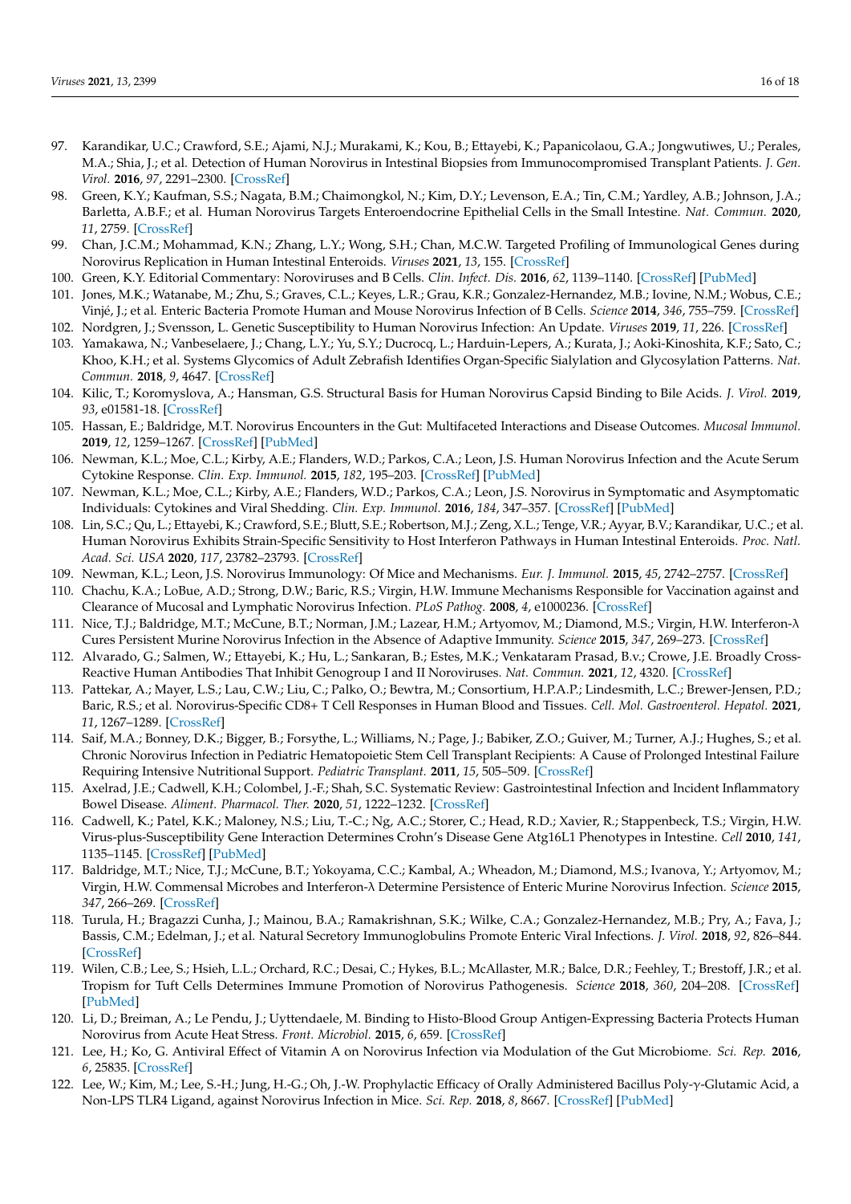97. Karandikar, U.C.; Crawford, S.E.; Ajami, N.J.; Murakami, K.; Kou, B.; Ettayebi, K.; Papanicolaou, G.A.; Jongwutiwes, U.; Perales, M.A.; Shia, J.; et al. Detection of Human Norovirus in Intestinal Biopsies from Immunocompromised Transplant Patients. *J. Gen. Virol.* **2016**, *97*, 2291–2300. [CrossRef]
98. Green, K.Y.; Kaufman, S.S.; Nagata, B.M.; Chaimongkol, N.; Kim, D.Y.; Levenson, E.A.; Tin, C.M.; Yardley, A.B.; Johnson, J.A.; Barletta, A.B.F.; et al. Human Norovirus Targets Enteroendocrine Epithelial Cells in the Small Intestine. *Nat. Commun.* **2020**, *11*, 2759. [CrossRef]
99. Chan, J.C.M.; Mohammad, K.N.; Zhang, L.Y.; Wong, S.H.; Chan, M.C.W. Targeted Profiling of Immunological Genes during Norovirus Replication in Human Intestinal Enteroids. *Viruses* **2021**, *13*, 155. [CrossRef]
100. Green, K.Y. Editorial Commentary: Noroviruses and B Cells. *Clin. Infect. Dis.* **2016**, *62*, 1139–1140. [CrossRef] [PubMed]
101. Jones, M.K.; Watanabe, M.; Zhu, S.; Graves, C.L.; Keyes, L.R.; Grau, K.R.; Gonzalez-Hernandez, M.B.; Iovine, N.M.; Wobus, C.E.; Vinjé, J.; et al. Enteric Bacteria Promote Human and Mouse Norovirus Infection of B Cells. *Science* **2014**, *346*, 755–759. [CrossRef]
102. Nordgren, J.; Svensson, L. Genetic Susceptibility to Human Norovirus Infection: An Update. *Viruses* **2019**, *11*, 226. [CrossRef]
103. Yamakawa, N.; Vanbeselaere, J.; Chang, L.Y.; Yu, S.Y.; Ducrocq, L.; Harduin-Lepers, A.; Kurata, J.; Aoki-Kinoshita, K.F.; Sato, C.; Khoo, K.H.; et al. Systems Glycomics of Adult Zebrafish Identifies Organ-Specific Sialylation and Glycosylation Patterns. *Nat. Commun.* **2018**, *9*, 4647. [CrossRef]
104. Kilic, T.; Koromyslova, A.; Hansman, G.S. Structural Basis for Human Norovirus Capsid Binding to Bile Acids. *J. Virol.* **2019**, *93*, e01581-18. [CrossRef]
105. Hassan, E.; Baldridge, M.T. Norovirus Encounters in the Gut: Multifaceted Interactions and Disease Outcomes. *Mucosal Immunol.* **2019**, *12*, 1259–1267. [CrossRef] [PubMed]
106. Newman, K.L.; Moe, C.L.; Kirby, A.E.; Flanders, W.D.; Parkos, C.A.; Leon, J.S. Human Norovirus Infection and the Acute Serum Cytokine Response. *Clin. Exp. Immunol.* **2015**, *182*, 195–203. [CrossRef] [PubMed]
107. Newman, K.L.; Moe, C.L.; Kirby, A.E.; Flanders, W.D.; Parkos, C.A.; Leon, J.S. Norovirus in Symptomatic and Asymptomatic Individuals: Cytokines and Viral Shedding. *Clin. Exp. Immunol.* **2016**, *184*, 347–357. [CrossRef] [PubMed]
108. Lin, S.C.; Qu, L.; Ettayebi, K.; Crawford, S.E.; Blutt, S.E.; Robertson, M.J.; Zeng, X.L.; Tenge, V.R.; Ayyar, B.V.; Karandikar, U.C.; et al. Human Norovirus Exhibits Strain-Specific Sensitivity to Host Interferon Pathways in Human Intestinal Enteroids. *Proc. Natl. Acad. Sci. USA* **2020**, *117*, 23782–23793. [CrossRef]
109. Newman, K.L.; Leon, J.S. Norovirus Immunology: Of Mice and Mechanisms. *Eur. J. Immunol.* **2015**, *45*, 2742–2757. [CrossRef]
110. Chachu, K.A.; LoBue, A.D.; Strong, D.W.; Baric, R.S.; Virgin, H.W. Immune Mechanisms Responsible for Vaccination against and Clearance of Mucosal and Lymphatic Norovirus Infection. *PLoS Pathog.* **2008**, *4*, e1000236. [CrossRef]
111. Nice, T.J.; Baldridge, M.T.; McCune, B.T.; Norman, J.M.; Lazear, H.M.; Artyomov, M.; Diamond, M.S.; Virgin, H.W. Interferon-λ Cures Persistent Murine Norovirus Infection in the Absence of Adaptive Immunity. *Science* **2015**, *347*, 269–273. [CrossRef]
112. Alvarado, G.; Salmen, W.; Ettayebi, K.; Hu, L.; Sankaran, B.; Estes, M.K.; Venkataram Prasad, B.v.; Crowe, J.E. Broadly Cross-Reactive Human Antibodies That Inhibit Genogroup I and II Noroviruses. *Nat. Commun.* **2021**, *12*, 4320. [CrossRef]
113. Pattekar, A.; Mayer, L.S.; Lau, C.W.; Liu, C.; Palko, O.; Bewtra, M.; Consortium, H.P.A.P.; Lindesmith, L.C.; Brewer-Jensen, P.D.; Baric, R.S.; et al. Norovirus-Specific CD8+ T Cell Responses in Human Blood and Tissues. *Cell. Mol. Gastroenterol. Hepatol.* **2021**, *11*, 1267–1289. [CrossRef]
114. Saif, M.A.; Bonney, D.K.; Bigger, B.; Forsythe, L.; Williams, N.; Page, J.; Babiker, Z.O.; Guiver, M.; Turner, A.J.; Hughes, S.; et al. Chronic Norovirus Infection in Pediatric Hematopoietic Stem Cell Transplant Recipients: A Cause of Prolonged Intestinal Failure Requiring Intensive Nutritional Support. *Pediatric Transplant.* **2011**, *15*, 505–509. [CrossRef]
115. Axelrad, J.E.; Cadwell, K.H.; Colombel, J.-F.; Shah, S.C. Systematic Review: Gastrointestinal Infection and Incident Inflammatory Bowel Disease. *Aliment. Pharmacol. Ther.* **2020**, *51*, 1222–1232. [CrossRef]
116. Cadwell, K.; Patel, K.K.; Maloney, N.S.; Liu, T.-C.; Ng, A.C.; Storer, C.; Head, R.D.; Xavier, R.; Stappenbeck, T.S.; Virgin, H.W. Virus-plus-Susceptibility Gene Interaction Determines Crohn's Disease Gene Atg16L1 Phenotypes in Intestine. *Cell* **2010**, *141*, 1135–1145. [CrossRef] [PubMed]
117. Baldridge, M.T.; Nice, T.J.; McCune, B.T.; Yokoyama, C.C.; Kambal, A.; Wheadon, M.; Diamond, M.S.; Ivanova, Y.; Artyomov, M.; Virgin, H.W. Commensal Microbes and Interferon-λ Determine Persistence of Enteric Murine Norovirus Infection. *Science* **2015**, *347*, 266–269. [CrossRef]
118. Turula, H.; Bragazzi Cunha, J.; Mainou, B.A.; Ramakrishnan, S.K.; Wilke, C.A.; Gonzalez-Hernandez, M.B.; Pry, A.; Fava, J.; Bassis, C.M.; Edelman, J.; et al. Natural Secretory Immunoglobulins Promote Enteric Viral Infections. *J. Virol.* **2018**, *92*, 826–844. [CrossRef]
119. Wilen, C.B.; Lee, S.; Hsieh, L.L.; Orchard, R.C.; Desai, C.; Hykes, B.L.; McAllaster, M.R.; Balce, D.R.; Feehley, T.; Brestoff, J.R.; et al. Tropism for Tuft Cells Determines Immune Promotion of Norovirus Pathogenesis. *Science* **2018**, *360*, 204–208. [CrossRef] [PubMed]
120. Li, D.; Breiman, A.; Le Pendu, J.; Uyttendaele, M. Binding to Histo-Blood Group Antigen-Expressing Bacteria Protects Human Norovirus from Acute Heat Stress. *Front. Microbiol.* **2015**, *6*, 659. [CrossRef]
121. Lee, H.; Ko, G. Antiviral Effect of Vitamin A on Norovirus Infection via Modulation of the Gut Microbiome. *Sci. Rep.* **2016**, *6*, 25835. [CrossRef]
122. Lee, W.; Kim, M.; Lee, S.-H.; Jung, H.-G.; Oh, J.-W. Prophylactic Efficacy of Orally Administered Bacillus Poly-γ-Glutamic Acid, a Non-LPS TLR4 Ligand, against Norovirus Infection in Mice. *Sci. Rep.* **2018**, *8*, 8667. [CrossRef] [PubMed]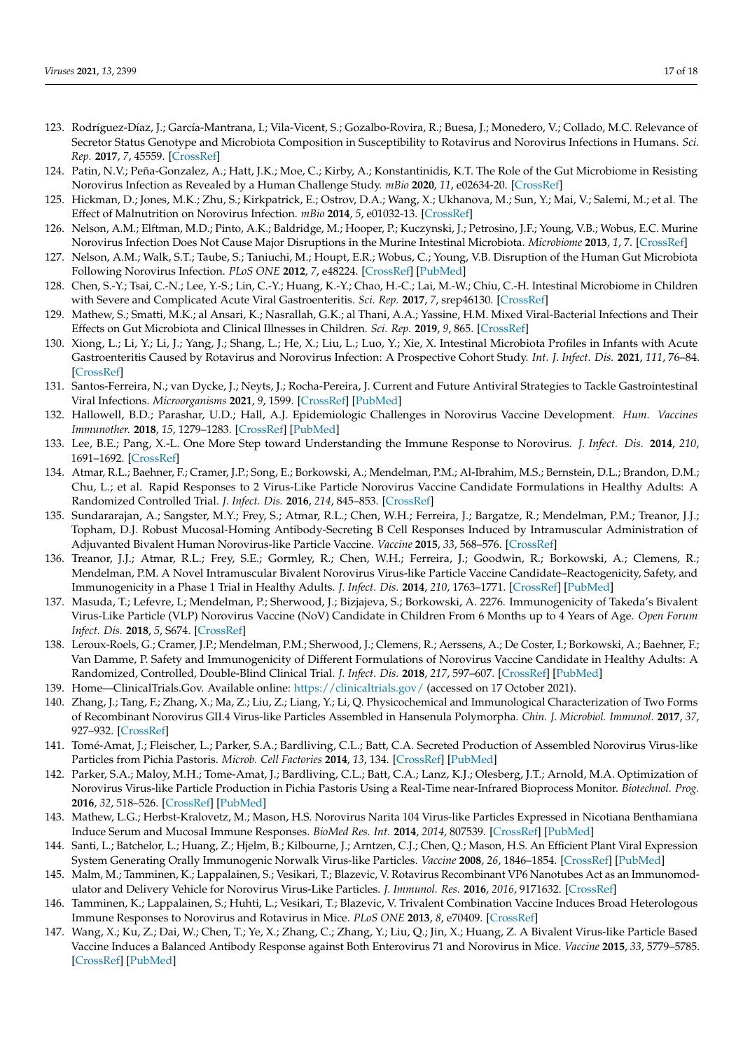123. Rodríguez-Díaz, J.; García-Mantrana, I.; Vila-Vicent, S.; Gozalbo-Rovira, R.; Buesa, J.; Monedero, V.; Collado, M.C. Relevance of Secretor Status Genotype and Microbiota Composition in Susceptibility to Rotavirus and Norovirus Infections in Humans. *Sci. Rep.* **2017**, *7*, 45559. [CrossRef]
124. Patin, N.V.; Peña-Gonzalez, A.; Hatt, J.K.; Moe, C.; Kirby, A.; Konstantinidis, K.T. The Role of the Gut Microbiome in Resisting Norovirus Infection as Revealed by a Human Challenge Study. *mBio* **2020**, *11*, e02634-20. [CrossRef]
125. Hickman, D.; Jones, M.K.; Zhu, S.; Kirkpatrick, E.; Ostrov, D.A.; Wang, X.; Ukhanova, M.; Sun, Y.; Mai, V.; Salemi, M.; et al. The Effect of Malnutrition on Norovirus Infection. *mBio* **2014**, *5*, e01032-13. [CrossRef]
126. Nelson, A.M.; Elftman, M.D.; Pinto, A.K.; Baldridge, M.; Hooper, P.; Kuczynski, J.; Petrosino, J.F.; Young, V.B.; Wobus, E.C. Murine Norovirus Infection Does Not Cause Major Disruptions in the Murine Intestinal Microbiota. *Microbiome* **2013**, *1*, 7. [CrossRef]
127. Nelson, A.M.; Walk, S.T.; Taube, S.; Taniuchi, M.; Houpt, E.R.; Wobus, C.; Young, V.B. Disruption of the Human Gut Microbiota Following Norovirus Infection. *PLoS ONE* **2012**, *7*, e48224. [CrossRef] [PubMed]
128. Chen, S.-Y.; Tsai, C.-N.; Lee, Y.-S.; Lin, C.-Y.; Huang, K.-Y.; Chao, H.-C.; Lai, M.-W.; Chiu, C.-H. Intestinal Microbiome in Children with Severe and Complicated Acute Viral Gastroenteritis. *Sci. Rep.* **2017**, *7*, srep46130. [CrossRef]
129. Mathew, S.; Smatti, M.K.; al Ansari, K.; Nasrallah, G.K.; al Thani, A.A.; Yassine, H.M. Mixed Viral-Bacterial Infections and Their Effects on Gut Microbiota and Clinical Illnesses in Children. *Sci. Rep.* **2019**, *9*, 865. [CrossRef]
130. Xiong, L.; Li, Y.; Li, J.; Yang, J.; Shang, L.; He, X.; Liu, L.; Luo, Y.; Xie, X. Intestinal Microbiota Profiles in Infants with Acute Gastroenteritis Caused by Rotavirus and Norovirus Infection: A Prospective Cohort Study. *Int. J. Infect. Dis.* **2021**, *111*, 76–84. [CrossRef]
131. Santos-Ferreira, N.; van Dycke, J.; Neyts, J.; Rocha-Pereira, J. Current and Future Antiviral Strategies to Tackle Gastrointestinal Viral Infections. *Microorganisms* **2021**, *9*, 1599. [CrossRef] [PubMed]
132. Hallowell, B.D.; Parashar, U.D.; Hall, A.J. Epidemiologic Challenges in Norovirus Vaccine Development. *Hum. Vaccines Immunother.* **2018**, *15*, 1279–1283. [CrossRef] [PubMed]
133. Lee, B.E.; Pang, X.-L. One More Step toward Understanding the Immune Response to Norovirus. *J. Infect. Dis.* **2014**, *210*, 1691–1692. [CrossRef]
134. Atmar, R.L.; Baehner, F.; Cramer, J.P.; Song, E.; Borkowski, A.; Mendelman, P.M.; Al-Ibrahim, M.S.; Bernstein, D.L.; Brandon, D.M.; Chu, L.; et al. Rapid Responses to 2 Virus-Like Particle Norovirus Vaccine Candidate Formulations in Healthy Adults: A Randomized Controlled Trial. *J. Infect. Dis.* **2016**, *214*, 845–853. [CrossRef]
135. Sundararajan, A.; Sangster, M.Y.; Frey, S.; Atmar, R.L.; Chen, W.H.; Ferreira, J.; Bargatze, R.; Mendelman, P.M.; Treanor, J.J.; Topham, D.J. Robust Mucosal-Homing Antibody-Secreting B Cell Responses Induced by Intramuscular Administration of Adjuvanted Bivalent Human Norovirus-like Particle Vaccine. *Vaccine* **2015**, *33*, 568–576. [CrossRef]
136. Treanor, J.J.; Atmar, R.L.; Frey, S.E.; Gormley, R.; Chen, W.H.; Ferreira, J.; Goodwin, R.; Borkowski, A.; Clemens, R.; Mendelman, P.M. A Novel Intramuscular Bivalent Norovirus Virus-like Particle Vaccine Candidate–Reactogenicity, Safety, and Immunogenicity in a Phase 1 Trial in Healthy Adults. *J. Infect. Dis.* **2014**, *210*, 1763–1771. [CrossRef] [PubMed]
137. Masuda, T.; Lefevre, I.; Mendelman, P.; Sherwood, J.; Bizjajeva, S.; Borkowski, A. 2276. Immunogenicity of Takeda's Bivalent Virus-Like Particle (VLP) Norovirus Vaccine (NoV) Candidate in Children From 6 Months up to 4 Years of Age. *Open Forum Infect. Dis.* **2018**, *5*, S674. [CrossRef]
138. Leroux-Roels, G.; Cramer, J.P.; Mendelman, P.M.; Sherwood, J.; Clemens, R.; Aerssens, A.; De Coster, I.; Borkowski, A.; Baehner, F.; Van Damme, P. Safety and Immunogenicity of Different Formulations of Norovirus Vaccine Candidate in Healthy Adults: A Randomized, Controlled, Double-Blind Clinical Trial. *J. Infect. Dis.* **2018**, *217*, 597–607. [CrossRef] [PubMed]
139. Home—ClinicalTrials.Gov. Available online: https://clinicaltrials.gov/ (accessed on 17 October 2021).
140. Zhang, J.; Tang, F.; Zhang, X.; Ma, Z.; Liu, Z.; Liang, Y.; Li, Q. Physicochemical and Immunological Characterization of Two Forms of Recombinant Norovirus GII.4 Virus-like Particles Assembled in Hansenula Polymorpha. *Chin. J. Microbiol. Immunol.* **2017**, *37*, 927–932. [CrossRef]
141. Tomé-Amat, J.; Fleischer, L.; Parker, S.A.; Bardliving, C.L.; Batt, C.A. Secreted Production of Assembled Norovirus Virus-like Particles from Pichia Pastoris. *Microb. Cell Factories* **2014**, *13*, 134. [CrossRef] [PubMed]
142. Parker, S.A.; Maloy, M.H.; Tome-Amat, J.; Bardliving, C.L.; Batt, C.A.; Lanz, K.J.; Olesberg, J.T.; Arnold, M.A. Optimization of Norovirus Virus-like Particle Production in Pichia Pastoris Using a Real-Time near-Infrared Bioprocess Monitor. *Biotechnol. Prog.* **2016**, *32*, 518–526. [CrossRef] [PubMed]
143. Mathew, L.G.; Herbst-Kralovetz, M.; Mason, H.S. Norovirus Narita 104 Virus-like Particles Expressed in Nicotiana Benthamiana Induce Serum and Mucosal Immune Responses. *BioMed Res. Int.* **2014**, *2014*, 807539. [CrossRef] [PubMed]
144. Santi, L.; Batchelor, L.; Huang, Z.; Hjelm, B.; Kilbourne, J.; Arntzen, C.J.; Chen, Q.; Mason, H.S. An Efficient Plant Viral Expression System Generating Orally Immunogenic Norwalk Virus-like Particles. *Vaccine* **2008**, *26*, 1846–1854. [CrossRef] [PubMed]
145. Malm, M.; Tamminen, K.; Lappalainen, S.; Vesikari, T.; Blazevic, V. Rotavirus Recombinant VP6 Nanotubes Act as an Immunomodulator and Delivery Vehicle for Norovirus Virus-Like Particles. *J. Immunol. Res.* **2016**, *2016*, 9171632. [CrossRef]
146. Tamminen, K.; Lappalainen, S.; Huhti, L.; Vesikari, T.; Blazevic, V. Trivalent Combination Vaccine Induces Broad Heterologous Immune Responses to Norovirus and Rotavirus in Mice. *PLoS ONE* **2013**, *8*, e70409. [CrossRef]
147. Wang, X.; Ku, Z.; Dai, W.; Chen, T.; Ye, X.; Zhang, C.; Zhang, Y.; Liu, Q.; Jin, X.; Huang, Z. A Bivalent Virus-like Particle Based Vaccine Induces a Balanced Antibody Response against Both Enterovirus 71 and Norovirus in Mice. *Vaccine* **2015**, *33*, 5779–5785. [CrossRef] [PubMed]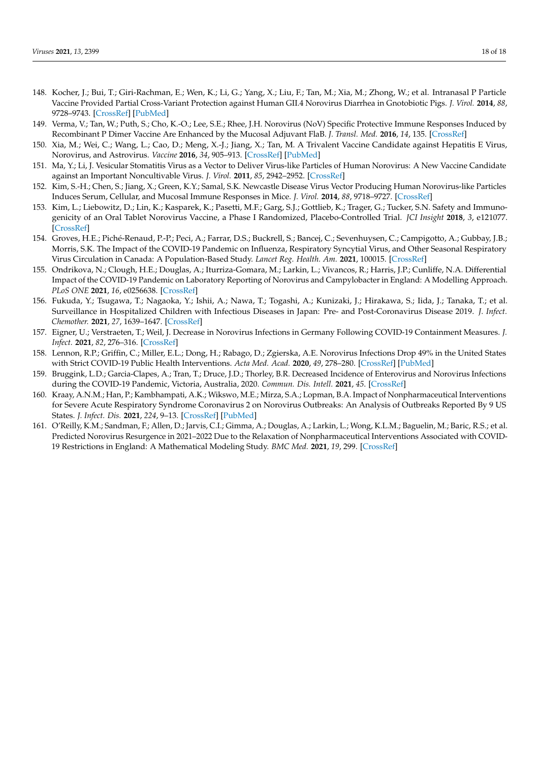148. Kocher, J.; Bui, T.; Giri-Rachman, E.; Wen, K.; Li, G.; Yang, X.; Liu, F.; Tan, M.; Xia, M.; Zhong, W.; et al. Intranasal P Particle Vaccine Provided Partial Cross-Variant Protection against Human GII.4 Norovirus Diarrhea in Gnotobiotic Pigs. *J. Virol.* **2014**, *88*, 9728–9743. [CrossRef] [PubMed]
149. Verma, V.; Tan, W.; Puth, S.; Cho, K.-O.; Lee, S.E.; Rhee, J.H. Norovirus (NoV) Specific Protective Immune Responses Induced by Recombinant P Dimer Vaccine Are Enhanced by the Mucosal Adjuvant FlaB. *J. Transl. Med.* **2016**, *14*, 135. [CrossRef]
150. Xia, M.; Wei, C.; Wang, L.; Cao, D.; Meng, X.-J.; Jiang, X.; Tan, M. A Trivalent Vaccine Candidate against Hepatitis E Virus, Norovirus, and Astrovirus. *Vaccine* **2016**, *34*, 905–913. [CrossRef] [PubMed]
151. Ma, Y.; Li, J. Vesicular Stomatitis Virus as a Vector to Deliver Virus-like Particles of Human Norovirus: A New Vaccine Candidate against an Important Noncultivable Virus. *J. Virol.* **2011**, *85*, 2942–2952. [CrossRef]
152. Kim, S.-H.; Chen, S.; Jiang, X.; Green, K.Y.; Samal, S.K. Newcastle Disease Virus Vector Producing Human Norovirus-like Particles Induces Serum, Cellular, and Mucosal Immune Responses in Mice. *J. Virol.* **2014**, *88*, 9718–9727. [CrossRef]
153. Kim, L.; Liebowitz, D.; Lin, K.; Kasparek, K.; Pasetti, M.F.; Garg, S.J.; Gottlieb, K.; Trager, G.; Tucker, S.N. Safety and Immunogenicity of an Oral Tablet Norovirus Vaccine, a Phase I Randomized, Placebo-Controlled Trial. *JCI Insight* **2018**, *3*, e121077. [CrossRef]
154. Groves, H.E.; Piché-Renaud, P.-P.; Peci, A.; Farrar, D.S.; Buckrell, S.; Bancej, C.; Sevenhuysen, C.; Campigotto, A.; Gubbay, J.B.; Morris, S.K. The Impact of the COVID-19 Pandemic on Influenza, Respiratory Syncytial Virus, and Other Seasonal Respiratory Virus Circulation in Canada: A Population-Based Study. *Lancet Reg. Health. Am.* **2021**, 100015. [CrossRef]
155. Ondrikova, N.; Clough, H.E.; Douglas, A.; Iturriza-Gomara, M.; Larkin, L.; Vivancos, R.; Harris, J.P.; Cunliffe, N.A. Differential Impact of the COVID-19 Pandemic on Laboratory Reporting of Norovirus and Campylobacter in England: A Modelling Approach. *PLoS ONE* **2021**, *16*, e0256638. [CrossRef]
156. Fukuda, Y.; Tsugawa, T.; Nagaoka, Y.; Ishii, A.; Nawa, T.; Togashi, A.; Kunizaki, J.; Hirakawa, S.; Iida, J.; Tanaka, T.; et al. Surveillance in Hospitalized Children with Infectious Diseases in Japan: Pre- and Post-Coronavirus Disease 2019. *J. Infect. Chemother.* **2021**, *27*, 1639–1647. [CrossRef]
157. Eigner, U.; Verstraeten, T.; Weil, J. Decrease in Norovirus Infections in Germany Following COVID-19 Containment Measures. *J. Infect.* **2021**, *82*, 276–316. [CrossRef]
158. Lennon, R.P.; Griffin, C.; Miller, E.L.; Dong, H.; Rabago, D.; Zgierska, A.E. Norovirus Infections Drop 49% in the United States with Strict COVID-19 Public Health Interventions. *Acta Med. Acad.* **2020**, *49*, 278–280. [CrossRef] [PubMed]
159. Bruggink, L.D.; Garcia-Clapes, A.; Tran, T.; Druce, J.D.; Thorley, B.R. Decreased Incidence of Enterovirus and Norovirus Infections during the COVID-19 Pandemic, Victoria, Australia, 2020. *Commun. Dis. Intell.* **2021**, *45*. [CrossRef]
160. Kraay, A.N.M.; Han, P.; Kambhampati, A.K.; Wikswo, M.E.; Mirza, S.A.; Lopman, B.A. Impact of Nonpharmaceutical Interventions for Severe Acute Respiratory Syndrome Coronavirus 2 on Norovirus Outbreaks: An Analysis of Outbreaks Reported By 9 US States. *J. Infect. Dis.* **2021**, *224*, 9–13. [CrossRef] [PubMed]
161. O'Reilly, K.M.; Sandman, F.; Allen, D.; Jarvis, C.I.; Gimma, A.; Douglas, A.; Larkin, L.; Wong, K.L.M.; Baguelin, M.; Baric, R.S.; et al. Predicted Norovirus Resurgence in 2021–2022 Due to the Relaxation of Nonpharmaceutical Interventions Associated with COVID-19 Restrictions in England: A Mathematical Modeling Study. *BMC Med.* **2021**, *19*, 299. [CrossRef]